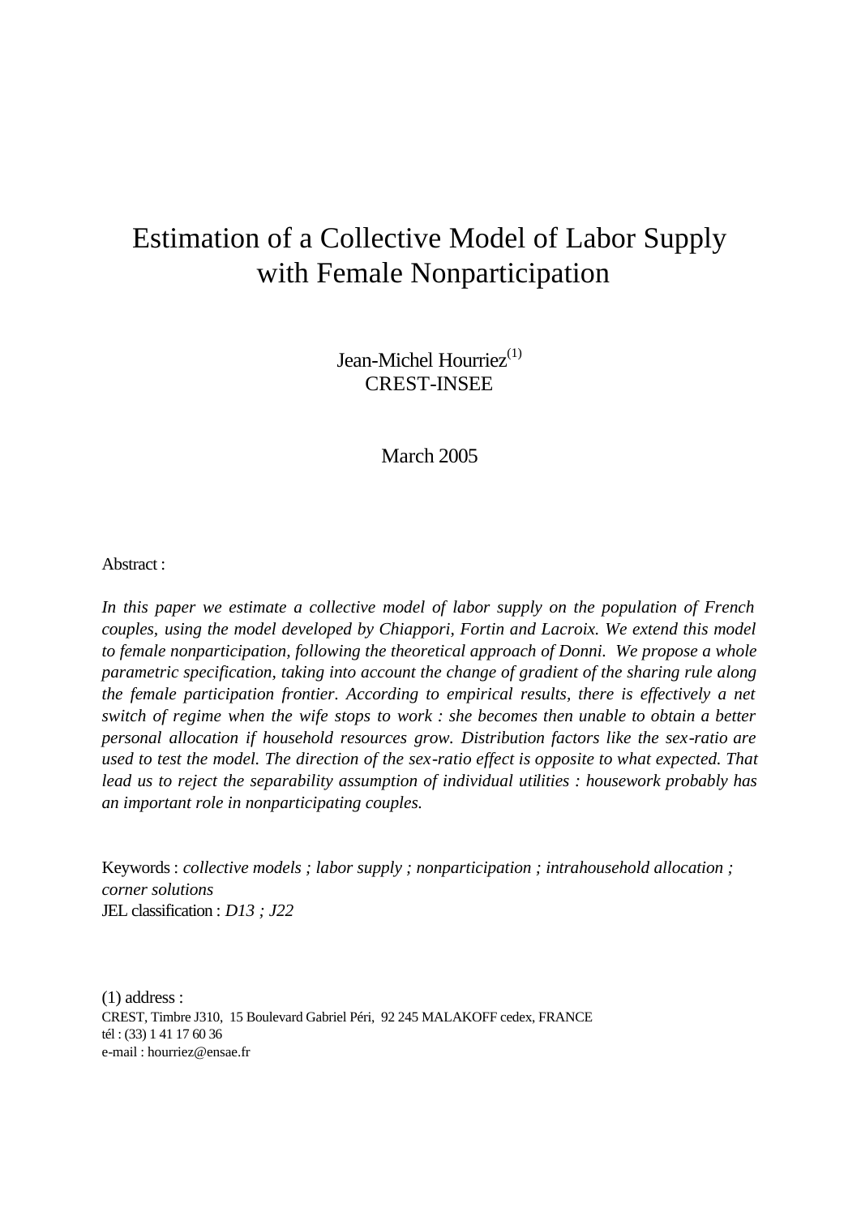# Estimation of a Collective Model of Labor Supply with Female Nonparticipation

Jean-Michel Hourriez[(1)]
CREST-INSEE

March 2005

Abstract :

*In this paper we estimate a collective model of labor supply on the population of French couples, using the model developed by Chiappori, Fortin and Lacroix. We extend this model to female nonparticipation, following the theoretical approach of Donni. We propose a whole parametric specification, taking into account the change of gradient of the sharing rule along the female participation frontier. According to empirical results, there is effectively a net switch of regime when the wife stops to work : she becomes then unable to obtain a better personal allocation if household resources grow. Distribution factors like the sex-ratio are used to test the model. The direction of the sex-ratio effect is opposite to what expected. That lead us to reject the separability assumption of individual utilities : housework probably has an important role in nonparticipating couples.*

Keywords : *collective models ; labor supply ; nonparticipation ; intrahousehold allocation ; corner solutions*
JEL classification : *D13 ; J22*

(1) address :
CREST, Timbre J310, 15 Boulevard Gabriel Péri, 92 245 MALAKOFF cedex, FRANCE
tél : (33) 1 41 17 60 36
e-mail : hourriez@ensae.fr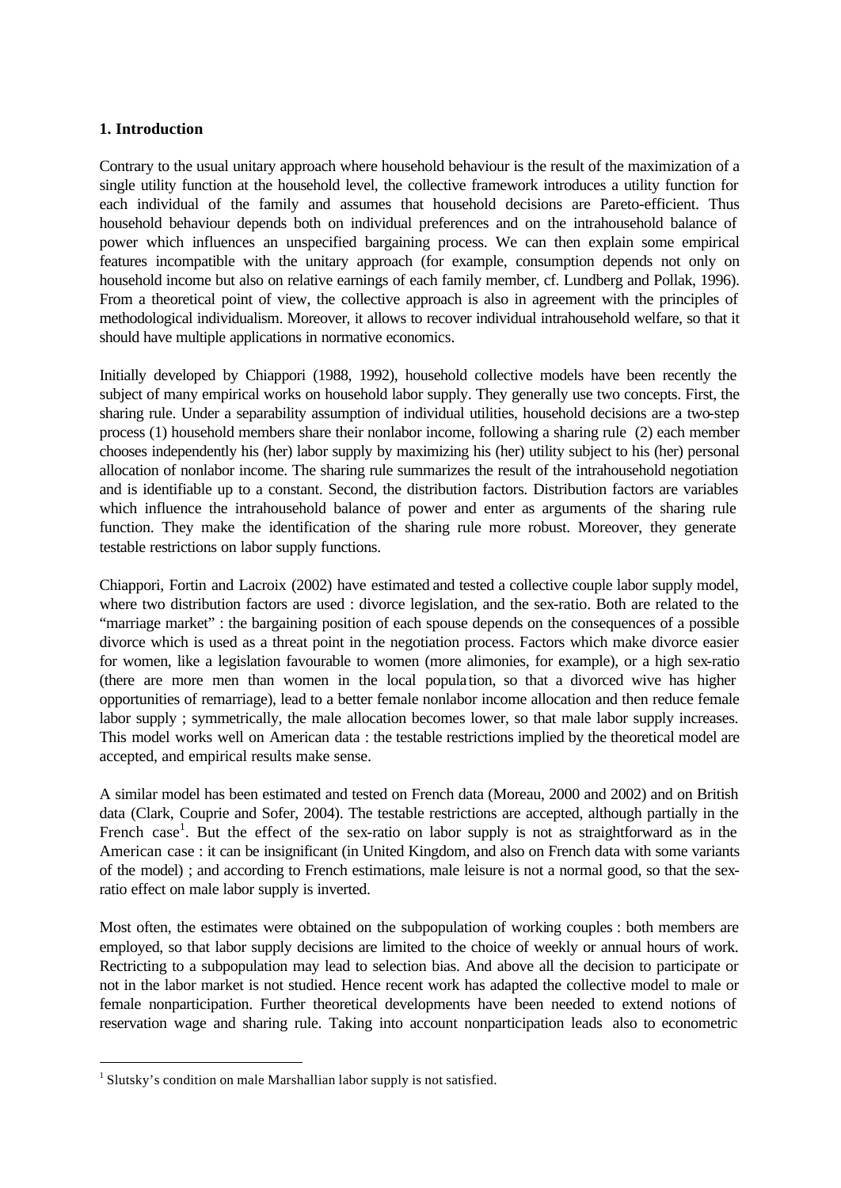## 1. Introduction

Contrary to the usual unitary approach where household behaviour is the result of the maximization of a single utility function at the household level, the collective framework introduces a utility function for each individual of the family and assumes that household decisions are Pareto-efficient. Thus household behaviour depends both on individual preferences and on the intrahousehold balance of power which influences an unspecified bargaining process. We can then explain some empirical features incompatible with the unitary approach (for example, consumption depends not only on household income but also on relative earnings of each family member, cf. Lundberg and Pollak, 1996). From a theoretical point of view, the collective approach is also in agreement with the principles of methodological individualism. Moreover, it allows to recover individual intrahousehold welfare, so that it should have multiple applications in normative economics.

Initially developed by Chiappori (1988, 1992), household collective models have been recently the subject of many empirical works on household labor supply. They generally use two concepts. First, the sharing rule. Under a separability assumption of individual utilities, household decisions are a two-step process (1) household members share their nonlabor income, following a sharing rule (2) each member chooses independently his (her) labor supply by maximizing his (her) utility subject to his (her) personal allocation of nonlabor income. The sharing rule summarizes the result of the intrahousehold negotiation and is identifiable up to a constant. Second, the distribution factors. Distribution factors are variables which influence the intrahousehold balance of power and enter as arguments of the sharing rule function. They make the identification of the sharing rule more robust. Moreover, they generate testable restrictions on labor supply functions.

Chiappori, Fortin and Lacroix (2002) have estimated and tested a collective couple labor supply model, where two distribution factors are used : divorce legislation, and the sex-ratio. Both are related to the "marriage market" : the bargaining position of each spouse depends on the consequences of a possible divorce which is used as a threat point in the negotiation process. Factors which make divorce easier for women, like a legislation favourable to women (more alimonies, for example), or a high sex-ratio (there are more men than women in the local population, so that a divorced wive has higher opportunities of remarriage), lead to a better female nonlabor income allocation and then reduce female labor supply ; symmetrically, the male allocation becomes lower, so that male labor supply increases. This model works well on American data : the testable restrictions implied by the theoretical model are accepted, and empirical results make sense.

A similar model has been estimated and tested on French data (Moreau, 2000 and 2002) and on British data (Clark, Couprie and Sofer, 2004). The testable restrictions are accepted, although partially in the French case[1]. But the effect of the sex-ratio on labor supply is not as straightforward as in the American case : it can be insignificant (in United Kingdom, and also on French data with some variants of the model) ; and according to French estimations, male leisure is not a normal good, so that the sex-ratio effect on male labor supply is inverted.

Most often, the estimates were obtained on the subpopulation of working couples : both members are employed, so that labor supply decisions are limited to the choice of weekly or annual hours of work. Rectricting to a subpopulation may lead to selection bias. And above all the decision to participate or not in the labor market is not studied. Hence recent work has adapted the collective model to male or female nonparticipation. Further theoretical developments have been needed to extend notions of reservation wage and sharing rule. Taking into account nonparticipation leads also to econometric

[1] Slutsky's condition on male Marshallian labor supply is not satisfied.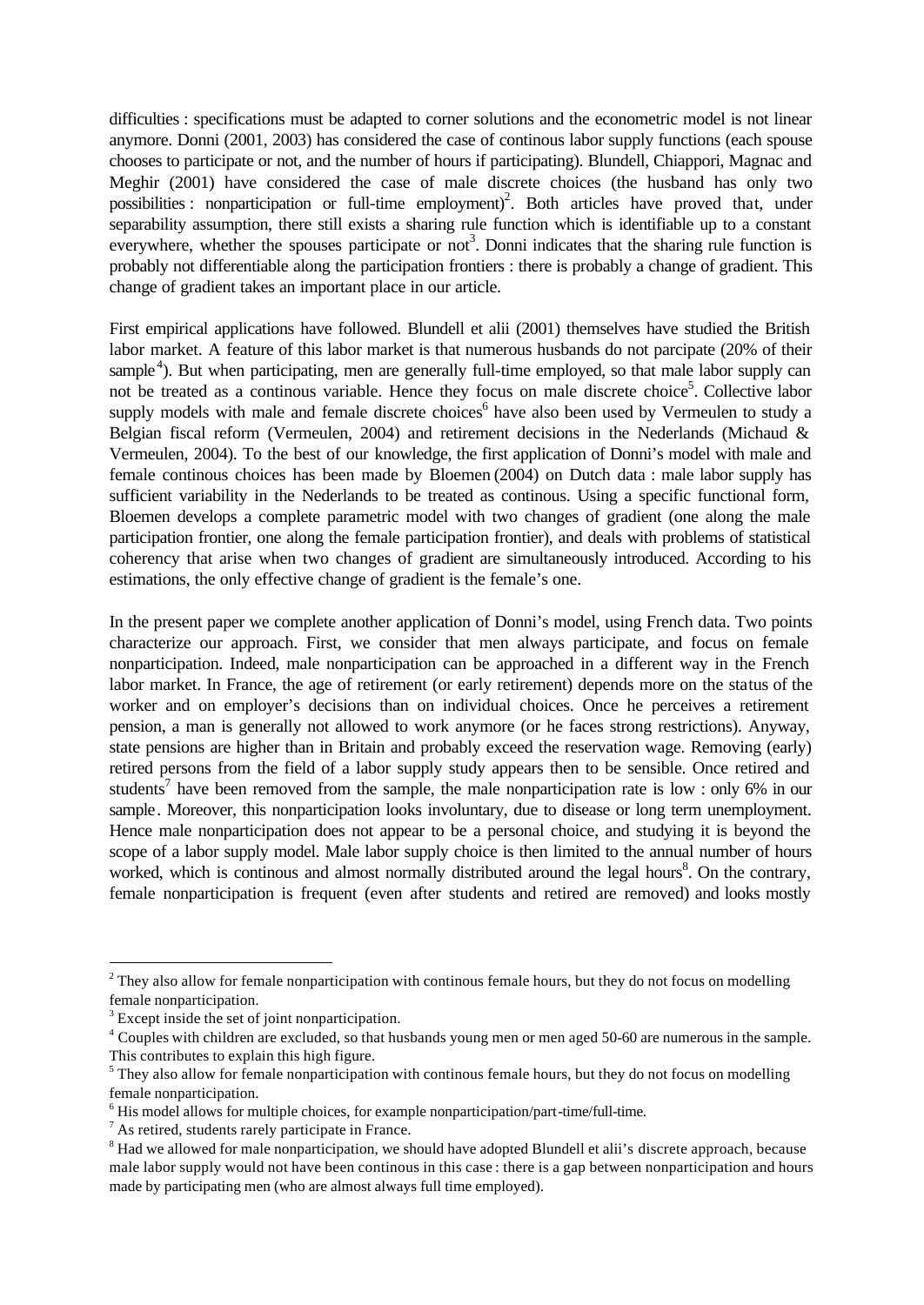difficulties : specifications must be adapted to corner solutions and the econometric model is not linear anymore. Donni (2001, 2003) has considered the case of continous labor supply functions (each spouse chooses to participate or not, and the number of hours if participating). Blundell, Chiappori, Magnac and Meghir (2001) have considered the case of male discrete choices (the husband has only two possibilities : nonparticipation or full-time employment)[2]. Both articles have proved that, under separability assumption, there still exists a sharing rule function which is identifiable up to a constant everywhere, whether the spouses participate or not[3]. Donni indicates that the sharing rule function is probably not differentiable along the participation frontiers : there is probably a change of gradient. This change of gradient takes an important place in our article.

First empirical applications have followed. Blundell et alii (2001) themselves have studied the British labor market. A feature of this labor market is that numerous husbands do not parcipate (20% of their sample[4]). But when participating, men are generally full-time employed, so that male labor supply can not be treated as a continous variable. Hence they focus on male discrete choice[5]. Collective labor supply models with male and female discrete choices[6] have also been used by Vermeulen to study a Belgian fiscal reform (Vermeulen, 2004) and retirement decisions in the Nederlands (Michaud & Vermeulen, 2004). To the best of our knowledge, the first application of Donni's model with male and female continous choices has been made by Bloemen (2004) on Dutch data : male labor supply has sufficient variability in the Nederlands to be treated as continous. Using a specific functional form, Bloemen develops a complete parametric model with two changes of gradient (one along the male participation frontier, one along the female participation frontier), and deals with problems of statistical coherency that arise when two changes of gradient are simultaneously introduced. According to his estimations, the only effective change of gradient is the female's one.

In the present paper we complete another application of Donni's model, using French data. Two points characterize our approach. First, we consider that men always participate, and focus on female nonparticipation. Indeed, male nonparticipation can be approached in a different way in the French labor market. In France, the age of retirement (or early retirement) depends more on the status of the worker and on employer's decisions than on individual choices. Once he perceives a retirement pension, a man is generally not allowed to work anymore (or he faces strong restrictions). Anyway, state pensions are higher than in Britain and probably exceed the reservation wage. Removing (early) retired persons from the field of a labor supply study appears then to be sensible. Once retired and students[7] have been removed from the sample, the male nonparticipation rate is low : only 6% in our sample. Moreover, this nonparticipation looks involuntary, due to disease or long term unemployment. Hence male nonparticipation does not appear to be a personal choice, and studying it is beyond the scope of a labor supply model. Male labor supply choice is then limited to the annual number of hours worked, which is continous and almost normally distributed around the legal hours[8]. On the contrary, female nonparticipation is frequent (even after students and retired are removed) and looks mostly

---

[2] They also allow for female nonparticipation with continous female hours, but they do not focus on modelling female nonparticipation.

[3] Except inside the set of joint nonparticipation.

[4] Couples with children are excluded, so that husbands young men or men aged 50-60 are numerous in the sample. This contributes to explain this high figure.

[5] They also allow for female nonparticipation with continous female hours, but they do not focus on modelling female nonparticipation.

[6] His model allows for multiple choices, for example nonparticipation/part-time/full-time.

[7] As retired, students rarely participate in France.

[8] Had we allowed for male nonparticipation, we should have adopted Blundell et alii's discrete approach, because male labor supply would not have been continous in this case : there is a gap between nonparticipation and hours made by participating men (who are almost always full time employed).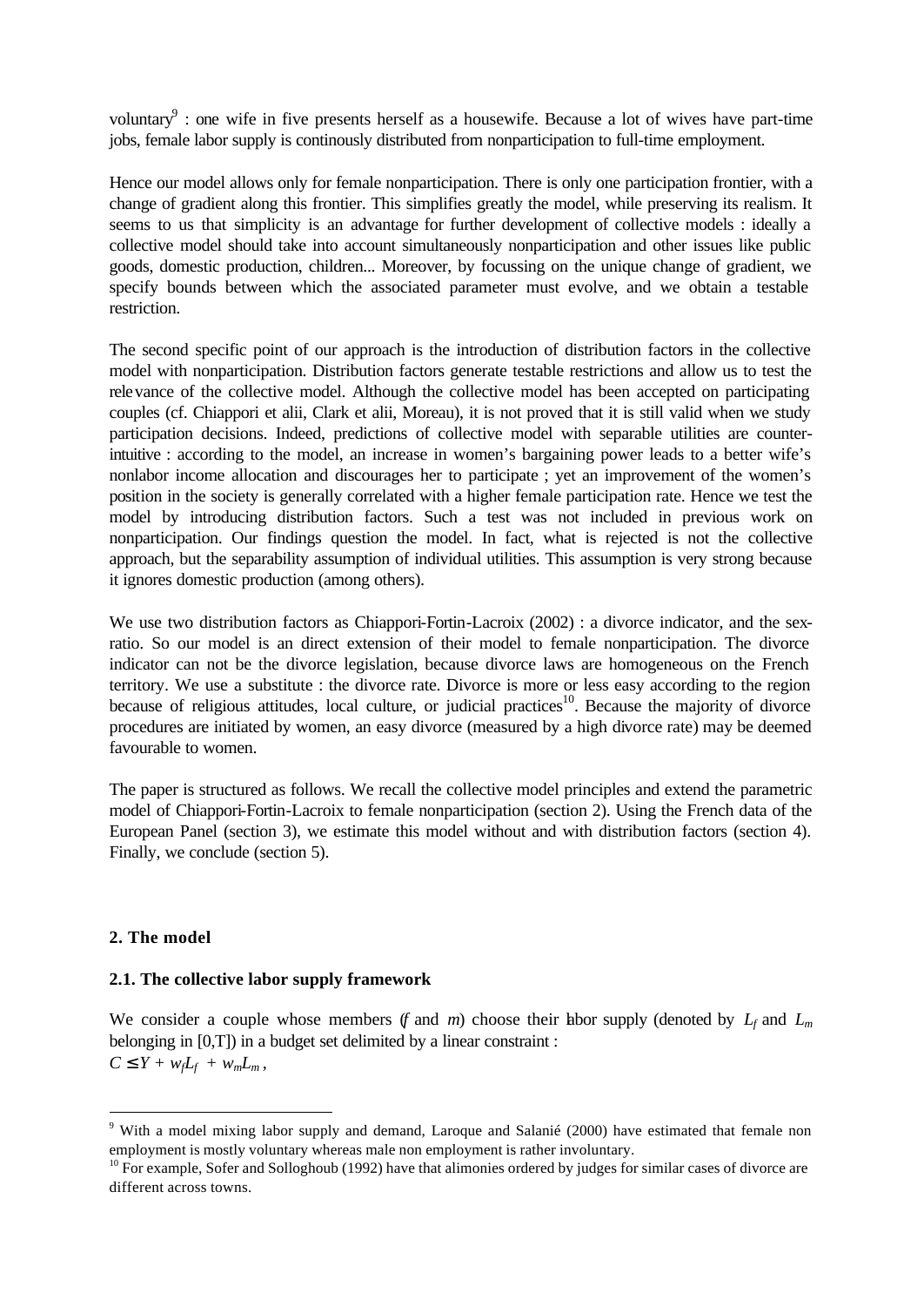voluntary[9] : one wife in five presents herself as a housewife. Because a lot of wives have part-time jobs, female labor supply is continously distributed from nonparticipation to full-time employment.

Hence our model allows only for female nonparticipation. There is only one participation frontier, with a change of gradient along this frontier. This simplifies greatly the model, while preserving its realism. It seems to us that simplicity is an advantage for further development of collective models : ideally a collective model should take into account simultaneously nonparticipation and other issues like public goods, domestic production, children... Moreover, by focussing on the unique change of gradient, we specify bounds between which the associated parameter must evolve, and we obtain a testable restriction.

The second specific point of our approach is the introduction of distribution factors in the collective model with nonparticipation. Distribution factors generate testable restrictions and allow us to test the relevance of the collective model. Although the collective model has been accepted on participating couples (cf. Chiappori et alii, Clark et alii, Moreau), it is not proved that it is still valid when we study participation decisions. Indeed, predictions of collective model with separable utilities are counter-intuitive : according to the model, an increase in women's bargaining power leads to a better wife's nonlabor income allocation and discourages her to participate ; yet an improvement of the women's position in the society is generally correlated with a higher female participation rate. Hence we test the model by introducing distribution factors. Such a test was not included in previous work on nonparticipation. Our findings question the model. In fact, what is rejected is not the collective approach, but the separability assumption of individual utilities. This assumption is very strong because it ignores domestic production (among others).

We use two distribution factors as Chiappori-Fortin-Lacroix (2002) : a divorce indicator, and the sex-ratio. So our model is an direct extension of their model to female nonparticipation. The divorce indicator can not be the divorce legislation, because divorce laws are homogeneous on the French territory. We use a substitute : the divorce rate. Divorce is more or less easy according to the region because of religious attitudes, local culture, or judicial practices[10]. Because the majority of divorce procedures are initiated by women, an easy divorce (measured by a high divorce rate) may be deemed favourable to women.

The paper is structured as follows. We recall the collective model principles and extend the parametric model of Chiappori-Fortin-Lacroix to female nonparticipation (section 2). Using the French data of the European Panel (section 3), we estimate this model without and with distribution factors (section 4). Finally, we conclude (section 5).

## 2. The model

### 2.1. The collective labor supply framework

We consider a couple whose members ($f$ and $m$) choose their labor supply (denoted by $L_f$ and $L_m$ belonging in [0,T]) in a budget set delimited by a linear constraint :
$C \leq Y + w_f L_f + w_m L_m$ ,

---

[9] With a model mixing labor supply and demand, Laroque and Salanié (2000) have estimated that female non employment is mostly voluntary whereas male non employment is rather involuntary.

[10] For example, Sofer and Sologhoub (1992) have that alimonies ordered by judges for similar cases of divorce are different across towns.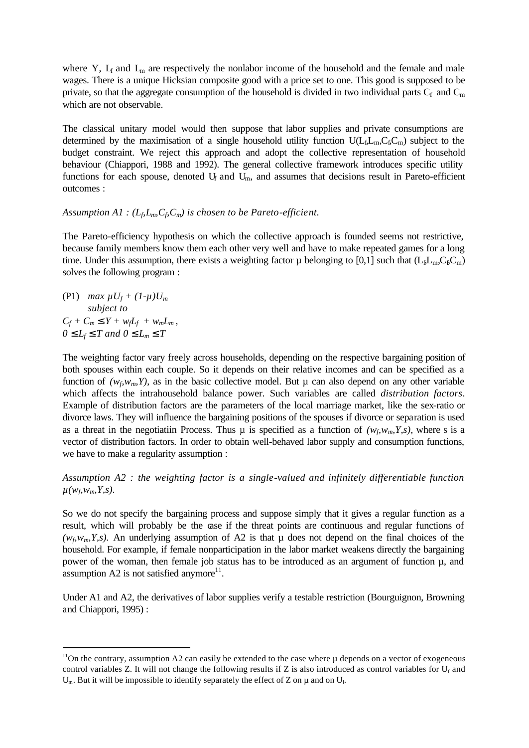where Y, $L_f$ and $L_m$ are respectively the nonlabor income of the household and the female and male wages. There is a unique Hicksian composite good with a price set to one. This good is supposed to be private, so that the aggregate consumption of the household is divided in two individual parts $C_f$ and $C_m$ which are not observable.

The classical unitary model would then suppose that labor supplies and private consumptions are determined by the maximisation of a single household utility function $U(L_f,L_m,C_f,C_m)$ subject to the budget constraint. We reject this approach and adopt the collective representation of household behaviour (Chiappori, 1988 and 1992). The general collective framework introduces specific utility functions for each spouse, denoted $U_f$ and $U_m$, and assumes that decisions result in Pareto-efficient outcomes :

*Assumption A1 : $(L_f,L_m,C_f,C_m)$ is chosen to be Pareto-efficient.*

The Pareto-efficiency hypothesis on which the collective approach is founded seems not restrictive, because family members know them each other very well and have to make repeated games for a long time. Under this assumption, there exists a weighting factor μ belonging to [0,1] such that $(L_f,L_m,C_f,C_m)$ solves the following program :

(P1) $\max \mu U_f + (1-\mu)U_m$
*subject to*
$C_f + C_m \leq Y + w_f L_f + w_m L_m$,
$0 \leq L_f \leq T$ and $0 \leq L_m \leq T$

The weighting factor vary freely across households, depending on the respective bargaining position of both spouses within each couple. So it depends on their relative incomes and can be specified as a function of $(w_f,w_m,Y)$, as in the basic collective model. But μ can also depend on any other variable which affects the intrahousehold balance power. Such variables are called *distribution factors*. Example of distribution factors are the parameters of the local marriage market, like the sex-ratio or divorce laws. They will influence the bargaining positions of the spouses if divorce or separation is used as a threat in the negotiatiin Process. Thus μ is specified as a function of $(w_f,w_m,Y,s)$, where s is a vector of distribution factors. In order to obtain well-behaved labor supply and consumption functions, we have to make a regularity assumption :

*Assumption A2 : the weighting factor is a single-valued and infinitely differentiable function $\mu(w_f,w_m,Y,s)$.*

So we do not specify the bargaining process and suppose simply that it gives a regular function as a result, which will probably be the case if the threat points are continuous and regular functions of $(w_f,w_m,Y,s)$. An underlying assumption of A2 is that μ does not depend on the final choices of the household. For example, if female nonparticipation in the labor market weakens directly the bargaining power of the woman, then female job status has to be introduced as an argument of function μ, and assumption A2 is not satisfied anymore[11].

Under A1 and A2, the derivatives of labor supplies verify a testable restriction (Bourguignon, Browning and Chiappori, 1995) :

[11]On the contrary, assumption A2 can easily be extended to the case where μ depends on a vector of exogeneous control variables Z. It will not change the following results if Z is also introduced as control variables for $U_f$ and $U_m$. But it will be impossible to identify separately the effect of Z on μ and on $U_i$.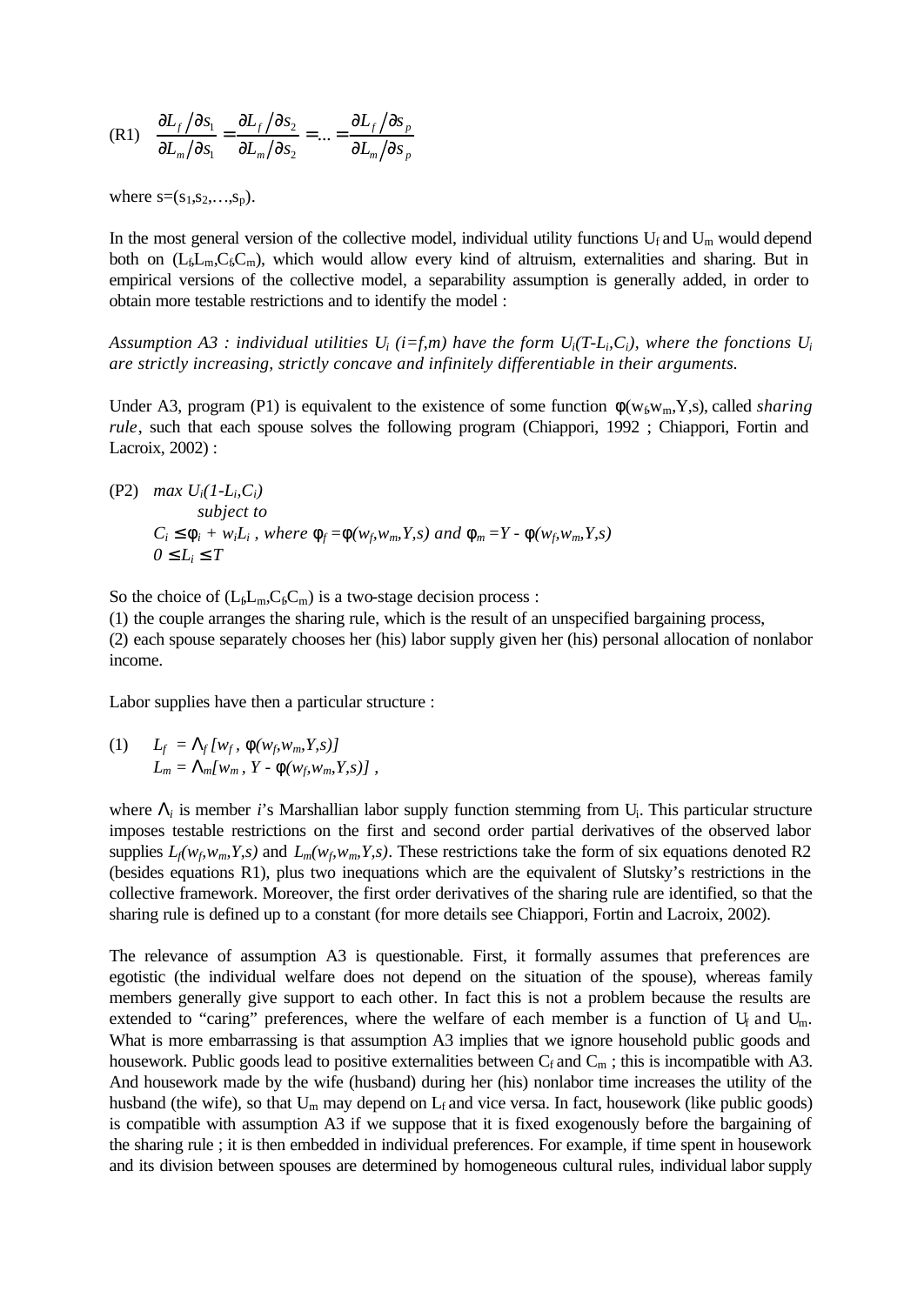$$\text{(R1)} \quad \frac{\partial L_f / \partial s_1}{\partial L_m / \partial s_1} = \frac{\partial L_f / \partial s_2}{\partial L_m / \partial s_2} = \ldots = \frac{\partial L_f / \partial s_p}{\partial L_m / \partial s_p}$$

where $s=(s_1,s_2,\ldots,s_p)$.

In the most general version of the collective model, individual utility functions $U_f$ and $U_m$ would depend both on $(L_f,L_m,C_f,C_m)$, which would allow every kind of altruism, externalities and sharing. But in empirical versions of the collective model, a separability assumption is generally added, in order to obtain more testable restrictions and to identify the model :

*Assumption A3 : individual utilities $U_i$ (i=f,m) have the form $U_i(T\text{-}L_i,C_i)$, where the fonctions $U_i$ are strictly increasing, strictly concave and infinitely differentiable in their arguments.*

Under A3, program (P1) is equivalent to the existence of some function $\phi(w_f,w_m,Y,s)$, called *sharing rule*, such that each spouse solves the following program (Chiappori, 1992 ; Chiappori, Fortin and Lacroix, 2002) :

(P2) $\max U_i(1\text{-}L_i,C_i)$

subject to

$C_i \leq \phi_i + w_iL_i$ , where $\phi_f = \phi(w_f,w_m,Y,s)$ and $\phi_m = Y - \phi(w_f,w_m,Y,s)$

$0 \leq L_i \leq T$

So the choice of $(L_f,L_m,C_f,C_m)$ is a two-stage decision process :

(1) the couple arranges the sharing rule, which is the result of an unspecified bargaining process,

(2) each spouse separately chooses her (his) labor supply given her (his) personal allocation of nonlabor income.

Labor supplies have then a particular structure :

$$\text{(1)} \quad \begin{aligned} L_f &= \Lambda_f\,[w_f\,,\, \phi(w_f,w_m,Y,s)] \\ L_m &= \Lambda_m[w_m\,,\, Y - \phi(w_f,w_m,Y,s)]\,, \end{aligned}$$

where $\Lambda_i$ is member *i*'s Marshallian labor supply function stemming from $U_i$. This particular structure imposes testable restrictions on the first and second order partial derivatives of the observed labor supplies $L_f(w_f,w_m,Y,s)$ and $L_m(w_f,w_m,Y,s)$. These restrictions take the form of six equations denoted R2 (besides equations R1), plus two inequations which are the equivalent of Slutsky's restrictions in the collective framework. Moreover, the first order derivatives of the sharing rule are identified, so that the sharing rule is defined up to a constant (for more details see Chiappori, Fortin and Lacroix, 2002).

The relevance of assumption A3 is questionable. First, it formally assumes that preferences are egotistic (the individual welfare does not depend on the situation of the spouse), whereas family members generally give support to each other. In fact this is not a problem because the results are extended to "caring" preferences, where the welfare of each member is a function of $U_f$ and $U_m$. What is more embarrassing is that assumption A3 implies that we ignore household public goods and housework. Public goods lead to positive externalities between $C_f$ and $C_m$ ; this is incompatible with A3. And housework made by the wife (husband) during her (his) nonlabor time increases the utility of the husband (the wife), so that $U_m$ may depend on $L_f$ and vice versa. In fact, housework (like public goods) is compatible with assumption A3 if we suppose that it is fixed exogenously before the bargaining of the sharing rule ; it is then embedded in individual preferences. For example, if time spent in housework and its division between spouses are determined by homogeneous cultural rules, individual labor supply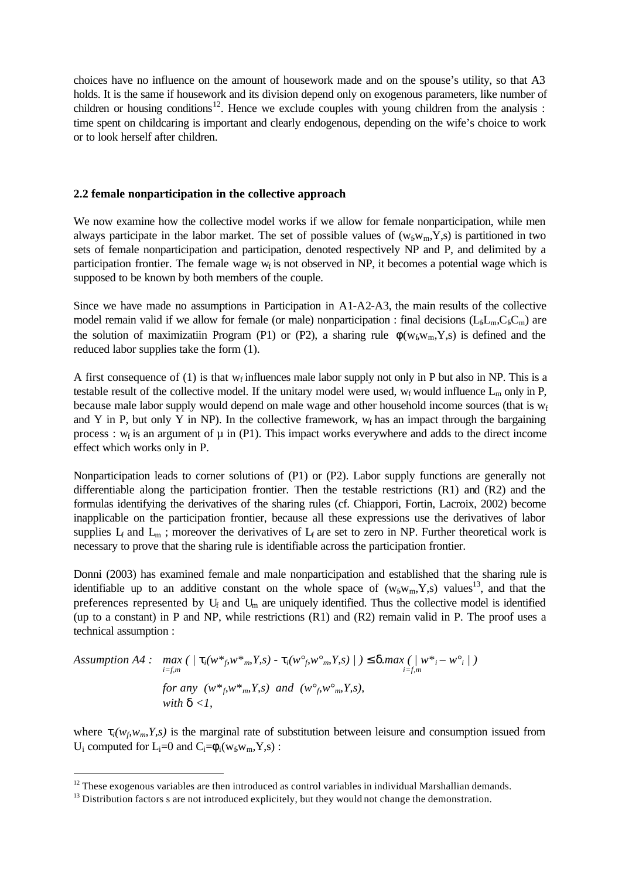choices have no influence on the amount of housework made and on the spouse's utility, so that A3 holds. It is the same if housework and its division depend only on exogenous parameters, like number of children or housing conditions[12]. Hence we exclude couples with young children from the analysis : time spent on childcaring is important and clearly endogenous, depending on the wife's choice to work or to look herself after children.

### 2.2 female nonparticipation in the collective approach

We now examine how the collective model works if we allow for female nonparticipation, while men always participate in the labor market. The set of possible values of $(w_f,w_m,Y,s)$ is partitioned in two sets of female nonparticipation and participation, denoted respectively NP and P, and delimited by a participation frontier. The female wage $w_f$ is not observed in NP, it becomes a potential wage which is supposed to be known by both members of the couple.

Since we have made no assumptions in Participation in A1-A2-A3, the main results of the collective model remain valid if we allow for female (or male) nonparticipation : final decisions $(L_f,L_m,C_f,C_m)$ are the solution of maximizatiin Program (P1) or (P2), a sharing rule $\phi(w_f,w_m,Y,s)$ is defined and the reduced labor supplies take the form (1).

A first consequence of (1) is that $w_f$ influences male labor supply not only in P but also in NP. This is a testable result of the collective model. If the unitary model were used, $w_f$ would influence $L_m$ only in P, because male labor supply would depend on male wage and other household income sources (that is $w_f$ and Y in P, but only Y in NP). In the collective framework, $w_f$ has an impact through the bargaining process : $w_f$ is an argument of μ in (P1). This impact works everywhere and adds to the direct income effect which works only in P.

Nonparticipation leads to corner solutions of (P1) or (P2). Labor supply functions are generally not differentiable along the participation frontier. Then the testable restrictions (R1) and (R2) and the formulas identifying the derivatives of the sharing rules (cf. Chiappori, Fortin, Lacroix, 2002) become inapplicable on the participation frontier, because all these expressions use the derivatives of labor supplies $L_f$ and $L_m$ ; moreover the derivatives of $L_f$ are set to zero in NP. Further theoretical work is necessary to prove that the sharing rule is identifiable across the participation frontier.

Donni (2003) has examined female and male nonparticipation and established that the sharing rule is identifiable up to an additive constant on the whole space of $(w_f,w_m,Y,s)$ values[13], and that the preferences represented by $U_f$ and $U_m$ are uniquely identified. Thus the collective model is identified (up to a constant) in P and NP, while restrictions (R1) and (R2) remain valid in P. The proof uses a technical assumption :

*Assumption A4 :*
$$\max_{i=f,m} \left( \left| \tau_i(w^*_f,w^*_m,Y,s) - \tau_i(w^\circ_f,w^\circ_m,Y,s) \right| \right) \leq \delta . \max_{i=f,m} \left( \left| w^*_i - w^\circ_i \right| \right)$$
*for any* $(w^*_f,w^*_m,Y,s)$ *and* $(w^\circ_f,w^\circ_m,Y,s)$,
*with* $\delta < 1$,

where $\tau_i(w_f,w_m,Y,s)$ is the marginal rate of substitution between leisure and consumption issued from $U_i$ computed for $L_i=0$ and $C_i=\phi_i(w_f,w_m,Y,s)$ :

[12] These exogenous variables are then introduced as control variables in individual Marshallian demands.

[13] Distribution factors s are not introduced explicitely, but they would not change the demonstration.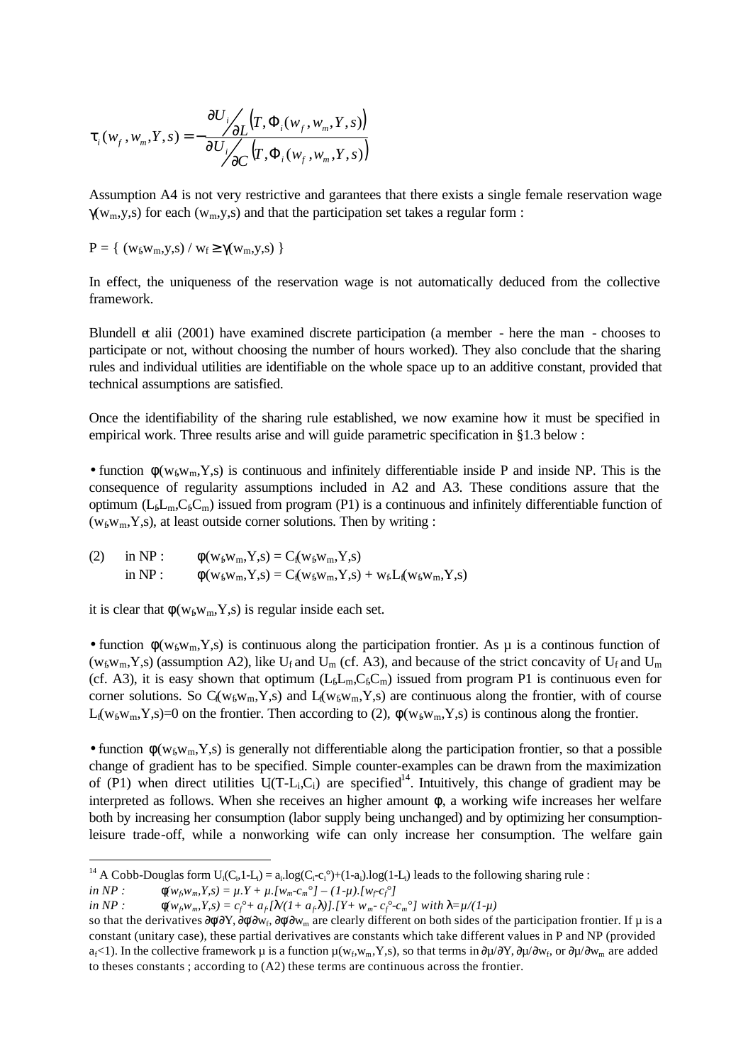$$\tau_i(w_f, w_m, Y, s) = -\frac{\partial U_i / \partial L \left(T, \Phi_i(w_f, w_m, Y, s)\right)}{\partial U_i / \partial C \left(T, \Phi_i(w_f, w_m, Y, s)\right)}$$

Assumption A4 is not very restrictive and garantees that there exists a single female reservation wage $\gamma(w_m,y,s)$ for each $(w_m,y,s)$ and that the participation set takes a regular form :

$P = \{ (w_f,w_m,y,s) / w_f \geq \gamma(w_m,y,s) \}$

In effect, the uniqueness of the reservation wage is not automatically deduced from the collective framework.

Blundell et alii (2001) have examined discrete participation (a member - here the man - chooses to participate or not, without choosing the number of hours worked). They also conclude that the sharing rules and individual utilities are identifiable on the whole space up to an additive constant, provided that technical assumptions are satisfied.

Once the identifiability of the sharing rule established, we now examine how it must be specified in empirical work. Three results arise and will guide parametric specification in §1.3 below :

- function $\phi(w_f,w_m,Y,s)$ is continuous and infinitely differentiable inside P and inside NP. This is the consequence of regularity assumptions included in A2 and A3. These conditions assure that the optimum $(L_f,L_m,C_f,C_m)$ issued from program (P1) is a continuous and infinitely differentiable function of $(w_f,w_m,Y,s)$, at least outside corner solutions. Then by writing :

(2) in NP : $\phi(w_f,w_m,Y,s) = C_f(w_f,w_m,Y,s)$
   in NP : $\phi(w_f,w_m,Y,s) = C_f(w_f,w_m,Y,s) + w_f.L_f(w_f,w_m,Y,s)$

it is clear that $\phi(w_f,w_m,Y,s)$ is regular inside each set.

- function $\phi(w_f,w_m,Y,s)$ is continuous along the participation frontier. As $\mu$ is a continous function of $(w_f,w_m,Y,s)$ (assumption A2), like $U_f$ and $U_m$ (cf. A3), and because of the strict concavity of $U_f$ and $U_m$ (cf. A3), it is easy shown that optimum $(L_f,L_m,C_f,C_m)$ issued from program P1 is continuous even for corner solutions. So $C_f(w_f,w_m,Y,s)$ and $L_f(w_f,w_m,Y,s)$ are continuous along the frontier, with of course $L_f(w_f,w_m,Y,s)=0$ on the frontier. Then according to (2), $\phi(w_f,w_m,Y,s)$ is continous along the frontier.

- function $\phi(w_f,w_m,Y,s)$ is generally not differentiable along the participation frontier, so that a possible change of gradient has to be specified. Simple counter-examples can be drawn from the maximization of (P1) when direct utilities $U_i(T-L_i,C_i)$ are specified[14]. Intuitively, this change of gradient may be interpreted as follows. When she receives an higher amount $\phi$, a working wife increases her welfare both by increasing her consumption (labor supply being unchanged) and by optimizing her consumption-leisure trade-off, while a nonworking wife can only increase her consumption. The welfare gain

---

[14] A Cobb-Douglas form $U_i(C_i,1-L_i) = a_i.\log(C_i-c_i°)+(1-a_i).\log(1-L_i)$ leads to the following sharing rule :

*in NP :* $\phi(w_f,w_m,Y,s) = \mu.Y + \mu.[w_m-c_m°] - (1-\mu).[w_f-c_f°]$

*in NP :* $\phi(w_f,w_m,Y,s) = c_f° + a_f.[\lambda/(1+ a_f.\lambda)].[Y+ w_m- c_f°-c_m°]$ *with* $\lambda=\mu/(1-\mu)$

so that the derivatives $\partial\phi/\partial Y$, $\partial\phi/\partial w_f$, $\partial\phi/\partial w_m$ are clearly different on both sides of the participation frontier. If $\mu$ is a constant (unitary case), these partial derivatives are constants which take different values in P and NP (provided $a_f<1$). In the collective framework $\mu$ is a function $\mu(w_f,w_m,Y,s)$, so that terms in $\partial\mu/\partial Y$, $\partial\mu/\partial w_f$, or $\partial\mu/\partial w_m$ are added to theses constants ; according to (A2) these terms are continuous across the frontier.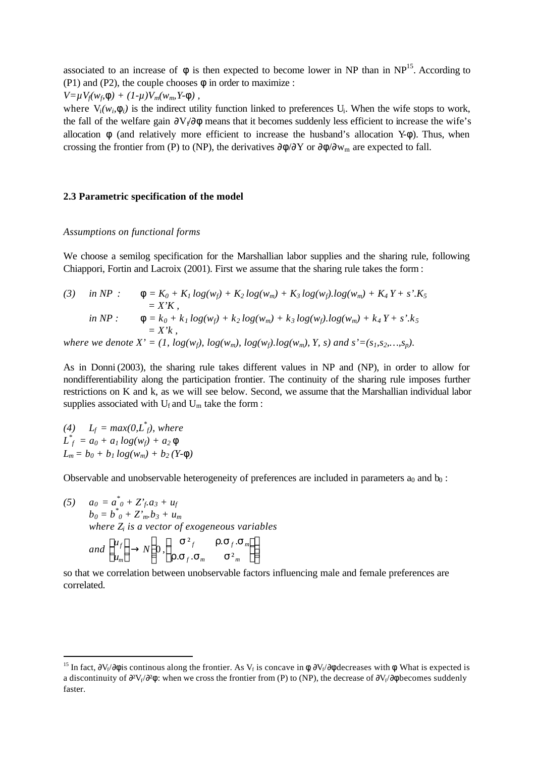associated to an increase of $\phi$ is then expected to become lower in NP than in NP[15]. According to (P1) and (P2), the couple chooses $\phi$ in order to maximize :

$V=\mu V_f(w_f,\phi) + (1-\mu)V_m(w_m,Y-\phi)$ ,

where $V_i(w_i,\phi_i)$ is the indirect utility function linked to preferences $U_i$. When the wife stops to work, the fall of the welfare gain $\partial V_f/\partial\phi$ means that it becomes suddenly less efficient to increase the wife's allocation $\phi$ (and relatively more efficient to increase the husband's allocation $Y-\phi$). Thus, when crossing the frontier from (P) to (NP), the derivatives $\partial\phi/\partial Y$ or $\partial\phi/\partial w_m$ are expected to fall.

### 2.3 Parametric specification of the model

*Assumptions on functional forms*

We choose a semilog specification for the Marshallian labor supplies and the sharing rule, following Chiappori, Fortin and Lacroix (2001). First we assume that the sharing rule takes the form :

$$
\begin{aligned}
(3)\quad & \text{in NP :} \quad \phi = K_0 + K_1 \log(w_f) + K_2 \log(w_m) + K_3 \log(w_f).\log(w_m) + K_4 Y + s'.K_5 \\
& \qquad\qquad\quad = X'K , \\
& \text{in NP :} \quad \phi = k_0 + k_1 \log(w_f) + k_2 \log(w_m) + k_3 \log(w_f).\log(w_m) + k_4 Y + s'.k_5 \\
& \qquad\qquad\quad = X'k ,
\end{aligned}
$$

*where we denote* $X' = (1, \log(w_f), \log(w_m), \log(w_f).\log(w_m), Y, s)$ *and* $s'=(s_1,s_2,\ldots,s_p)$.

As in Donni (2003), the sharing rule takes different values in NP and (NP), in order to allow for nondifferentiability along the participation frontier. The continuity of the sharing rule imposes further restrictions on K and k, as we will see below. Second, we assume that the Marshallian individual labor supplies associated with $U_f$ and $U_m$ take the form :

$$
\begin{aligned}
(4)\quad & L_f = \max(0,L^*_f), \text{ where} \\
& L^*_f = a_0 + a_1 \log(w_f) + a_2\, \phi \\
& L_m = b_0 + b_1 \log(w_m) + b_2 (Y-\phi)
\end{aligned}
$$

Observable and unobservable heterogeneity of preferences are included in parameters $a_0$ and $b_0$ :

$$
\begin{aligned}
(5)\quad & a_0 = a^*_0 + Z'_f.a_3 + u_f \\
& b_0 = b^*_0 + Z'_m.b_3 + u_m \\
& \text{where } Z_i \text{ is a vector of exogeneous variables} \\
& \text{and } \begin{pmatrix} u_f \\ u_m \end{pmatrix} \rightarrow N\left(0\,, \begin{pmatrix} \sigma^2_f & \rho.\sigma_f.\sigma_m \\ \rho.\sigma_f.\sigma_m & \sigma^2_m \end{pmatrix}\right)
\end{aligned}
$$

so that we correlation between unobservable factors influencing male and female preferences are correlated.

[15] In fact, $\partial V_f/\partial\phi$ is continous along the frontier. As $V_f$ is concave in $\phi$, $\partial V_f/\partial\phi$ decreases with $\phi$. What is expected is a discontinuity of $\partial^2 V_f/\partial^2\phi$: when we cross the frontier from (P) to (NP), the decrease of $\partial V_f/\partial\phi$ becomes suddenly faster.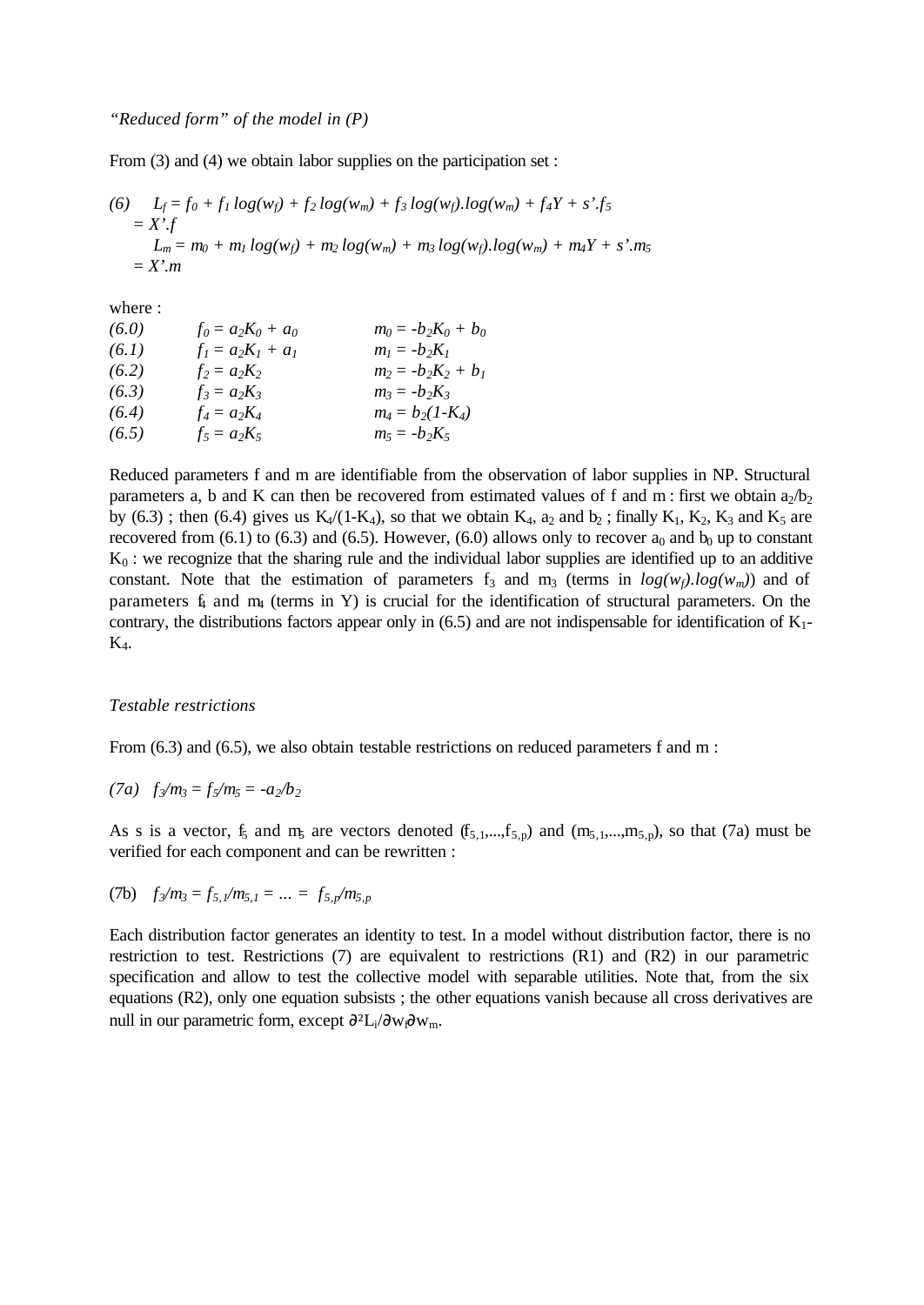*“Reduced form” of the model in (P)*

From (3) and (4) we obtain labor supplies on the participation set :

$$(6) \quad L_f = f_0 + f_1 \log(w_f) + f_2 \log(w_m) + f_3 \log(w_f).\log(w_m) + f_4 Y + s'.f_5 = X'.f$$

$$L_m = m_0 + m_1 \log(w_f) + m_2 \log(w_m) + m_3 \log(w_f).\log(w_m) + m_4 Y + s'.m_5 = X'.m$$

where :

| | | |
|---|---|---|
| (6.0) | $f_0 = a_2K_0 + a_0$ | $m_0 = -b_2K_0 + b_0$ |
| (6.1) | $f_1 = a_2K_1 + a_1$ | $m_1 = -b_2K_1$ |
| (6.2) | $f_2 = a_2K_2$ | $m_2 = -b_2K_2 + b_1$ |
| (6.3) | $f_3 = a_2K_3$ | $m_3 = -b_2K_3$ |
| (6.4) | $f_4 = a_2K_4$ | $m_4 = b_2(1-K_4)$ |
| (6.5) | $f_5 = a_2K_5$ | $m_5 = -b_2K_5$ |

Reduced parameters f and m are identifiable from the observation of labor supplies in NP. Structural parameters a, b and K can then be recovered from estimated values of f and m : first we obtain $a_2/b_2$ by (6.3) ; then (6.4) gives us $K_4/(1-K_4)$, so that we obtain $K_4$, $a_2$ and $b_2$ ; finally $K_1$, $K_2$, $K_3$ and $K_5$ are recovered from (6.1) to (6.3) and (6.5). However, (6.0) allows only to recover $a_0$ and $b_0$ up to constant $K_0$ : we recognize that the sharing rule and the individual labor supplies are identified up to an additive constant. Note that the estimation of parameters $f_3$ and $m_3$ (terms in $\log(w_f).\log(w_m)$) and of parameters $f_4$ and $m_4$ (terms in Y) is crucial for the identification of structural parameters. On the contrary, the distributions factors appear only in (6.5) and are not indispensable for identification of $K_1$-$K_4$.

*Testable restrictions*

From (6.3) and (6.5), we also obtain testable restrictions on reduced parameters f and m :

$$(7a) \quad f_3/m_3 = f_5/m_5 = -a_2/b_2$$

As s is a vector, $f_5$ and $m_5$ are vectors denoted $(f_{5,1},...,f_{5,p})$ and $(m_{5,1},...,m_{5,p})$, so that (7a) must be verified for each component and can be rewritten :

$$(7b) \quad f_3/m_3 = f_{5,1}/m_{5,1} = ... = f_{5,p}/m_{5,p}$$

Each distribution factor generates an identity to test. In a model without distribution factor, there is no restriction to test. Restrictions (7) are equivalent to restrictions (R1) and (R2) in our parametric specification and allow to test the collective model with separable utilities. Note that, from the six equations (R2), only one equation subsists ; the other equations vanish because all cross derivatives are null in our parametric form, except $\partial^2 L_i/\partial w_f \partial w_m$.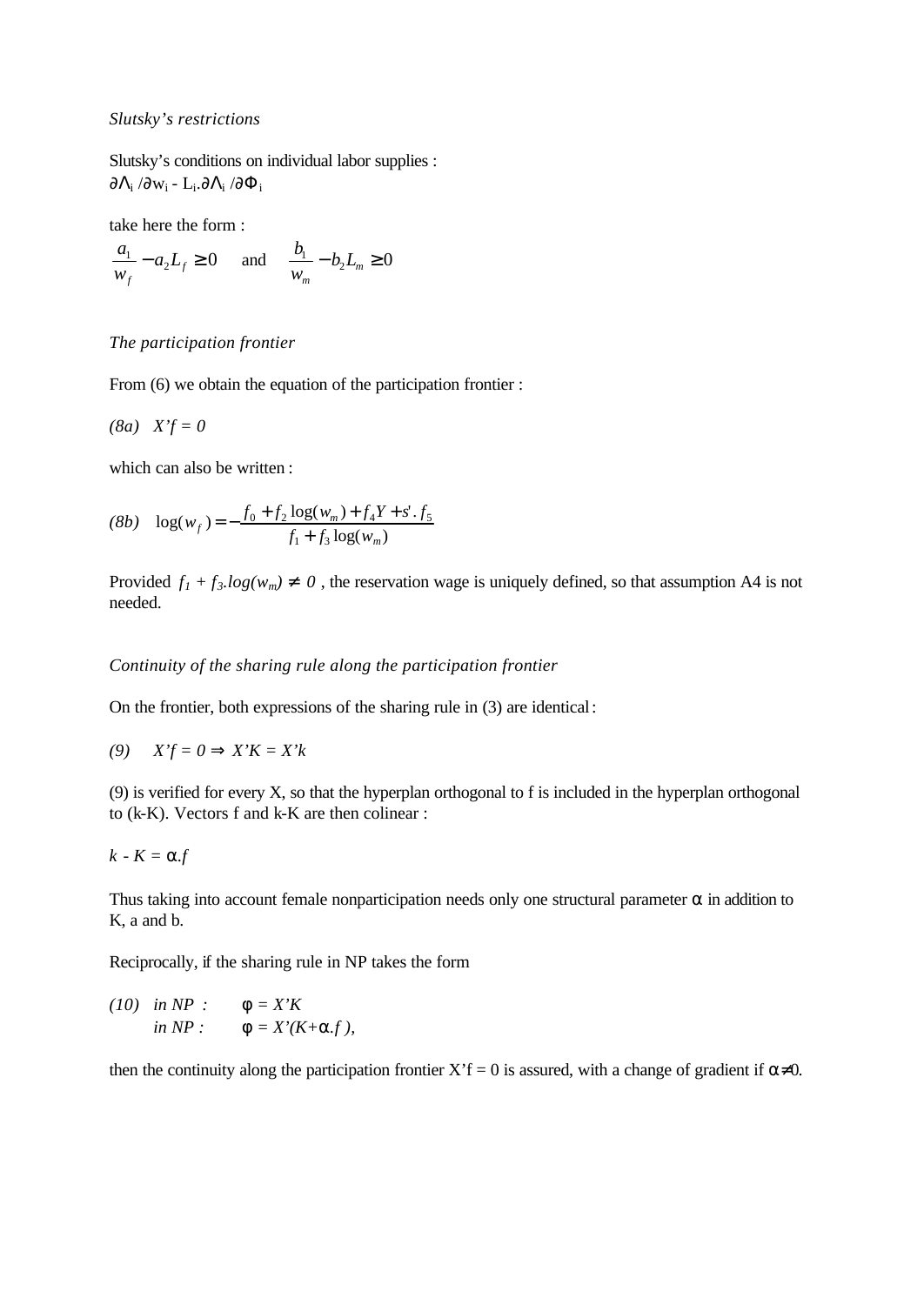*Slutsky's restrictions*

Slutsky's conditions on individual labor supplies :
$\partial \Lambda_i / \partial w_i - L_i . \partial \Lambda_i / \partial \Phi_i$

take here the form :

$$\frac{a_1}{w_f} - a_2 L_f \geq 0 \quad \text{and} \quad \frac{b_1}{w_m} - b_2 L_m \geq 0$$

*The participation frontier*

From (6) we obtain the equation of the participation frontier :

*(8a)* $X'f = 0$

which can also be written :

$$(8b) \quad \log(w_f) = -\frac{f_0 + f_2 \log(w_m) + f_4 Y + s'.f_5}{f_1 + f_3 \log(w_m)}$$

Provided $f_1 + f_3.log(w_m) \neq 0$ , the reservation wage is uniquely defined, so that assumption A4 is not needed.

*Continuity of the sharing rule along the participation frontier*

On the frontier, both expressions of the sharing rule in (3) are identical :

*(9)* $X'f = 0 \Rightarrow X'K = X'k$

(9) is verified for every X, so that the hyperplan orthogonal to f is included in the hyperplan orthogonal to (k-K). Vectors f and k-K are then colinear :

$k - K = \alpha.f$

Thus taking into account female nonparticipation needs only one structural parameter $\alpha$ in addition to K, a and b.

Reciprocally, if the sharing rule in NP takes the form

*(10)* *in NP :* $\phi = X'K$
*in NP :* $\phi = X'(K+\alpha.f)$,

then the continuity along the participation frontier $X'f = 0$ is assured, with a change of gradient if $\alpha \neq 0$.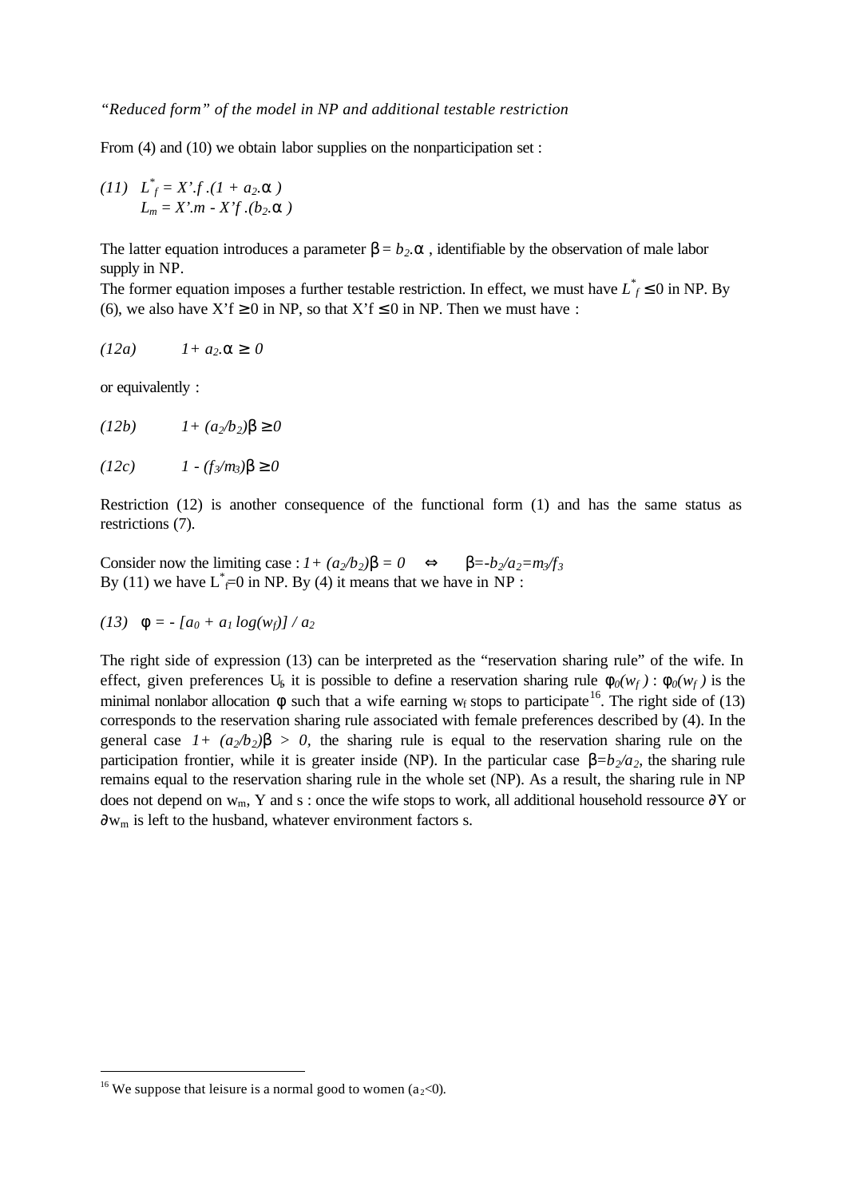*"Reduced form" of the model in NP and additional testable restriction*

From (4) and (10) we obtain labor supplies on the nonparticipation set :

$$(11) \quad L^*_f = X'.f.(1 + a_2.\alpha)$$
$$L_m = X'.m - X'f.(b_2.\alpha)$$

The latter equation introduces a parameter $\beta = b_2.\alpha$ , identifiable by the observation of male labor supply in NP.

The former equation imposes a further testable restriction. In effect, we must have $L^*_f \leq 0$ in NP. By (6), we also have $X'f \geq 0$ in NP, so that $X'f \leq 0$ in NP. Then we must have :

$$(12a) \qquad 1 + a_2.\alpha \geq 0$$

or equivalently :

$$(12b) \qquad 1 + (a_2/b_2)\beta \geq 0$$

$$(12c) \qquad 1 - (f_3/m_3)\beta \geq 0$$

Restriction (12) is another consequence of the functional form (1) and has the same status as restrictions (7).

Consider now the limiting case : $1 + (a_2/b_2)\beta = 0 \quad \Leftrightarrow \quad \beta = -b_2/a_2 = m_3/f_3$

By (11) we have $L^*_f = 0$ in NP. By (4) it means that we have in NP :

$$(13) \quad \phi = - [a_0 + a_1 \log(w_f)] / a_2$$

The right side of expression (13) can be interpreted as the "reservation sharing rule" of the wife. In effect, given preferences $U_f$, it is possible to define a reservation sharing rule $\phi_0(w_f)$ : $\phi_0(w_f)$ is the minimal nonlabor allocation $\phi$ such that a wife earning $w_f$ stops to participate[16]. The right side of (13) corresponds to the reservation sharing rule associated with female preferences described by (4). In the general case $1 + (a_2/b_2)\beta > 0$, the sharing rule is equal to the reservation sharing rule on the participation frontier, while it is greater inside (NP). In the particular case $\beta = b_2/a_2$, the sharing rule remains equal to the reservation sharing rule in the whole set (NP). As a result, the sharing rule in NP does not depend on $w_m$, Y and s : once the wife stops to work, all additional household ressource $\partial Y$ or $\partial w_m$ is left to the husband, whatever environment factors s.

[16] We suppose that leisure is a normal good to women ($a_2 < 0$).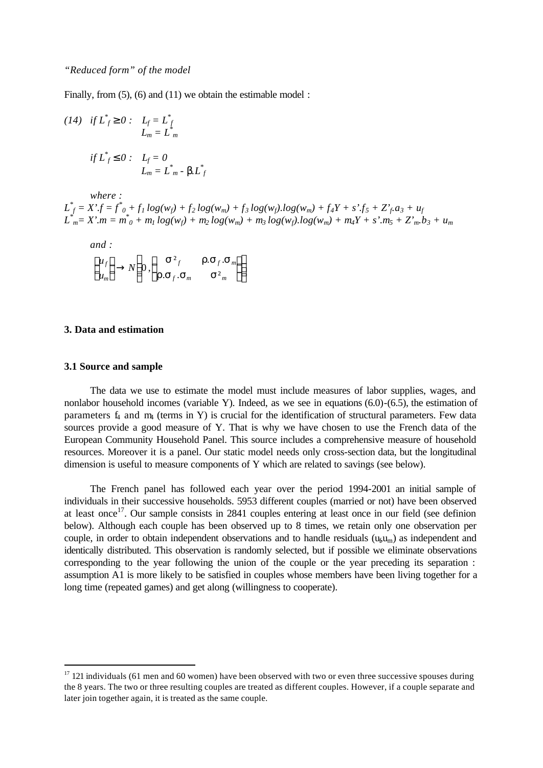*"Reduced form" of the model*

Finally, from (5), (6) and (11) we obtain the estimable model :

$$(14) \quad \text{if } L^*_f \geq 0 : \quad L_f = L^*_f$$
$$L_m = L^*_m$$

$$\text{if } L^*_f \leq 0 : \quad L_f = 0$$
$$L_m = L^*_m - \beta.L^*_f$$

*where :*

$$L^*_f = X'.f = f^*_0 + f_1 \log(w_f) + f_2 \log(w_m) + f_3 \log(w_f).\log(w_m) + f_4 Y + s'.f_5 + Z'_f.a_3 + u_f$$
$$L^*_m = X'.m = m^*_0 + m_1 \log(w_f) + m_2 \log(w_m) + m_3 \log(w_f).\log(w_m) + m_4 Y + s'.m_5 + Z'_m.b_3 + u_m$$

*and :*

$$\begin{pmatrix} u_f \\ u_m \end{pmatrix} \rightarrow N\left(0, \begin{pmatrix} \sigma^2_f & \rho.\sigma_f.\sigma_m \\ \rho.\sigma_f.\sigma_m & \sigma^2_m \end{pmatrix}\right)$$

## 3. Data and estimation

### 3.1 Source and sample

The data we use to estimate the model must include measures of labor supplies, wages, and nonlabor household incomes (variable Y). Indeed, as we see in equations (6.0)-(6.5), the estimation of parameters $f_4$ and $m_4$ (terms in Y) is crucial for the identification of structural parameters. Few data sources provide a good measure of Y. That is why we have chosen to use the French data of the European Community Household Panel. This source includes a comprehensive measure of household resources. Moreover it is a panel. Our static model needs only cross-section data, but the longitudinal dimension is useful to measure components of Y which are related to savings (see below).

The French panel has followed each year over the period 1994-2001 an initial sample of individuals in their successive households. 5953 different couples (married or not) have been observed at least once[17]. Our sample consists in 2841 couples entering at least once in our field (see definion below). Although each couple has been observed up to 8 times, we retain only one observation per couple, in order to obtain independent observations and to handle residuals ($u_f$,$u_m$) as independent and identically distributed. This observation is randomly selected, but if possible we eliminate observations corresponding to the year following the union of the couple or the year preceding its separation : assumption A1 is more likely to be satisfied in couples whose members have been living together for a long time (repeated games) and get along (willingness to cooperate).

[17] 121 individuals (61 men and 60 women) have been observed with two or even three successive spouses during the 8 years. The two or three resulting couples are treated as different couples. However, if a couple separate and later join together again, it is treated as the same couple.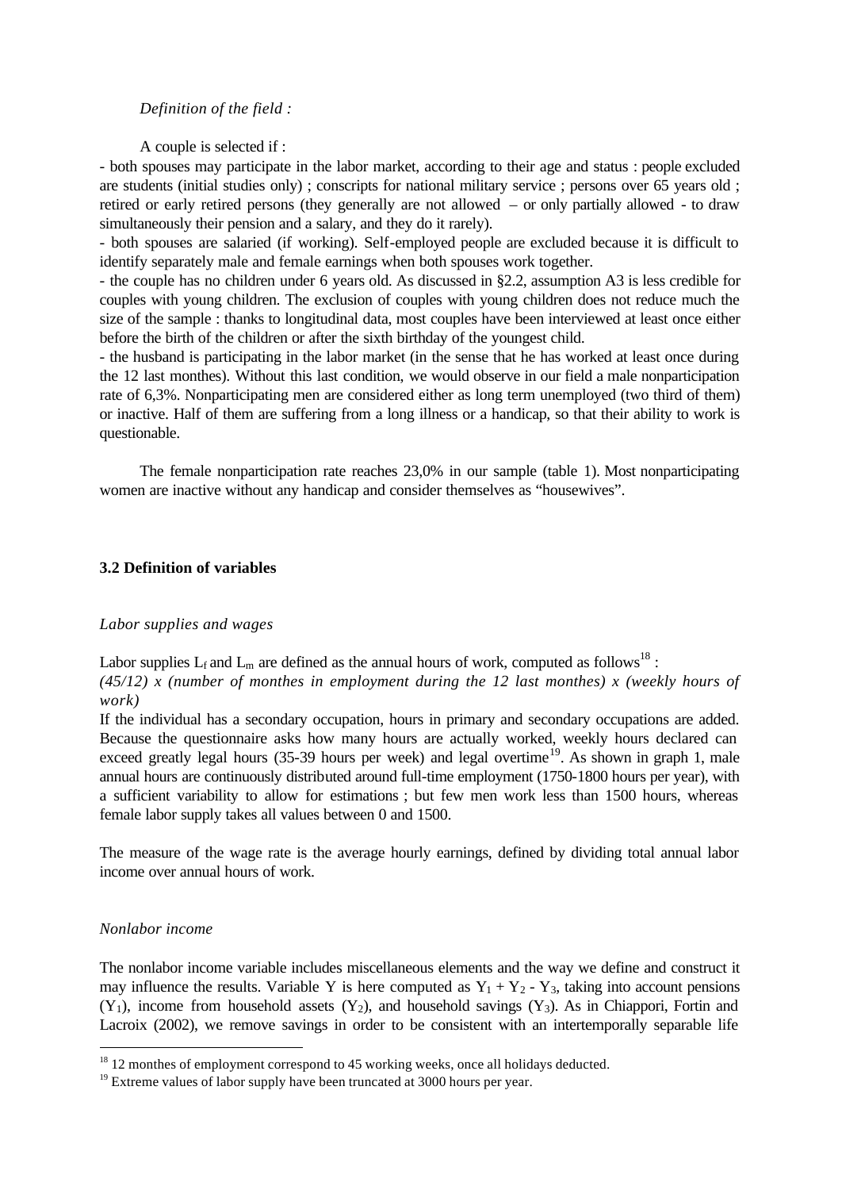*Definition of the field :*

A couple is selected if :

- both spouses may participate in the labor market, according to their age and status : people excluded are students (initial studies only) ; conscripts for national military service ; persons over 65 years old ; retired or early retired persons (they generally are not allowed – or only partially allowed - to draw simultaneously their pension and a salary, and they do it rarely).
- both spouses are salaried (if working). Self-employed people are excluded because it is difficult to identify separately male and female earnings when both spouses work together.
- the couple has no children under 6 years old. As discussed in §2.2, assumption A3 is less credible for couples with young children. The exclusion of couples with young children does not reduce much the size of the sample : thanks to longitudinal data, most couples have been interviewed at least once either before the birth of the children or after the sixth birthday of the youngest child.
- the husband is participating in the labor market (in the sense that he has worked at least once during the 12 last monthes). Without this last condition, we would observe in our field a male nonparticipation rate of 6,3%. Nonparticipating men are considered either as long term unemployed (two third of them) or inactive. Half of them are suffering from a long illness or a handicap, so that their ability to work is questionable.

The female nonparticipation rate reaches 23,0% in our sample (table 1). Most nonparticipating women are inactive without any handicap and consider themselves as "housewives".

### 3.2 Definition of variables

*Labor supplies and wages*

Labor supplies $L_f$ and $L_m$ are defined as the annual hours of work, computed as follows[18] :

*(45/12) x (number of monthes in employment during the 12 last monthes) x (weekly hours of work)*

If the individual has a secondary occupation, hours in primary and secondary occupations are added. Because the questionnaire asks how many hours are actually worked, weekly hours declared can exceed greatly legal hours (35-39 hours per week) and legal overtime[19]. As shown in graph 1, male annual hours are continuously distributed around full-time employment (1750-1800 hours per year), with a sufficient variability to allow for estimations ; but few men work less than 1500 hours, whereas female labor supply takes all values between 0 and 1500.

The measure of the wage rate is the average hourly earnings, defined by dividing total annual labor income over annual hours of work.

*Nonlabor income*

The nonlabor income variable includes miscellaneous elements and the way we define and construct it may influence the results. Variable Y is here computed as $Y_1 + Y_2 - Y_3$, taking into account pensions ($Y_1$), income from household assets ($Y_2$), and household savings ($Y_3$). As in Chiappori, Fortin and Lacroix (2002), we remove savings in order to be consistent with an intertemporally separable life

[18] 12 monthes of employment correspond to 45 working weeks, once all holidays deducted.

[19] Extreme values of labor supply have been truncated at 3000 hours per year.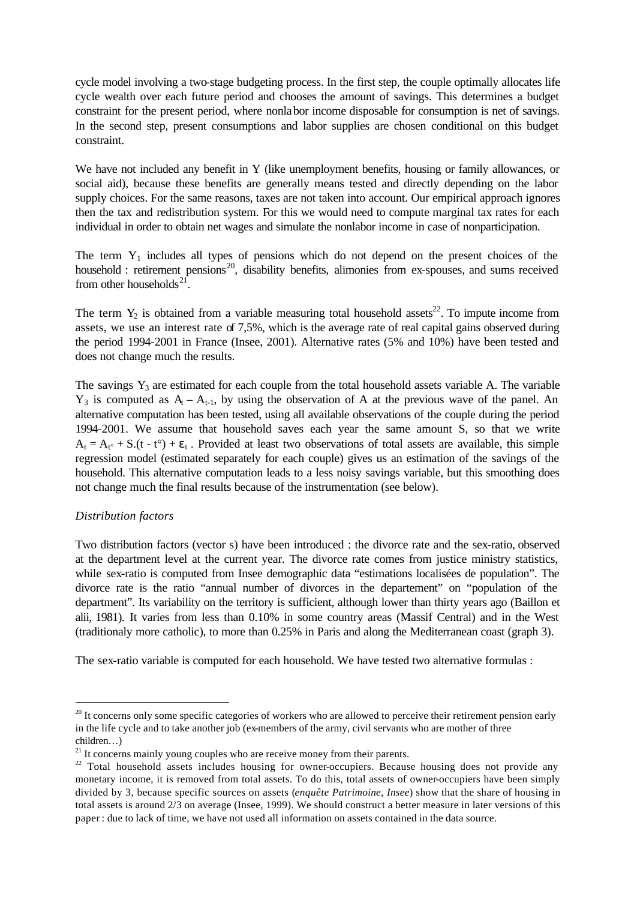cycle model involving a two-stage budgeting process. In the first step, the couple optimally allocates life cycle wealth over each future period and chooses the amount of savings. This determines a budget constraint for the present period, where nonlabor income disposable for consumption is net of savings. In the second step, present consumptions and labor supplies are chosen conditional on this budget constraint.

We have not included any benefit in Y (like unemployment benefits, housing or family allowances, or social aid), because these benefits are generally means tested and directly depending on the labor supply choices. For the same reasons, taxes are not taken into account. Our empirical approach ignores then the tax and redistribution system. For this we would need to compute marginal tax rates for each individual in order to obtain net wages and simulate the nonlabor income in case of nonparticipation.

The term $Y_1$ includes all types of pensions which do not depend on the present choices of the household : retirement pensions[20], disability benefits, alimonies from ex-spouses, and sums received from other households[21].

The term $Y_2$ is obtained from a variable measuring total household assets[22]. To impute income from assets, we use an interest rate of 7,5%, which is the average rate of real capital gains observed during the period 1994-2001 in France (Insee, 2001). Alternative rates (5% and 10%) have been tested and does not change much the results.

The savings $Y_3$ are estimated for each couple from the total household assets variable A. The variable $Y_3$ is computed as $A_t - A_{t-1}$, by using the observation of A at the previous wave of the panel. An alternative computation has been tested, using all available observations of the couple during the period 1994-2001. We assume that household saves each year the same amount S, so that we write $A_t = A_{t°} + S.(t - t°) + \varepsilon_t$ . Provided at least two observations of total assets are available, this simple regression model (estimated separately for each couple) gives us an estimation of the savings of the household. This alternative computation leads to a less noisy savings variable, but this smoothing does not change much the final results because of the instrumentation (see below).

*Distribution factors*

Two distribution factors (vector s) have been introduced : the divorce rate and the sex-ratio, observed at the department level at the current year. The divorce rate comes from justice ministry statistics, while sex-ratio is computed from Insee demographic data "estimations localisées de population". The divorce rate is the ratio "annual number of divorces in the departement" on "population of the department". Its variability on the territory is sufficient, although lower than thirty years ago (Baillon et alii, 1981). It varies from less than 0.10% in some country areas (Massif Central) and in the West (traditionaly more catholic), to more than 0.25% in Paris and along the Mediterranean coast (graph 3).

The sex-ratio variable is computed for each household. We have tested two alternative formulas :

---

[20] It concerns only some specific categories of workers who are allowed to perceive their retirement pension early in the life cycle and to take another job (ex-members of the army, civil servants who are mother of three children…)

[21] It concerns mainly young couples who are receive money from their parents.

[22] Total household assets includes housing for owner-occupiers. Because housing does not provide any monetary income, it is removed from total assets. To do this, total assets of owner-occupiers have been simply divided by 3, because specific sources on assets (*enquête Patrimoine, Insee*) show that the share of housing in total assets is around 2/3 on average (Insee, 1999). We should construct a better measure in later versions of this paper : due to lack of time, we have not used all information on assets contained in the data source.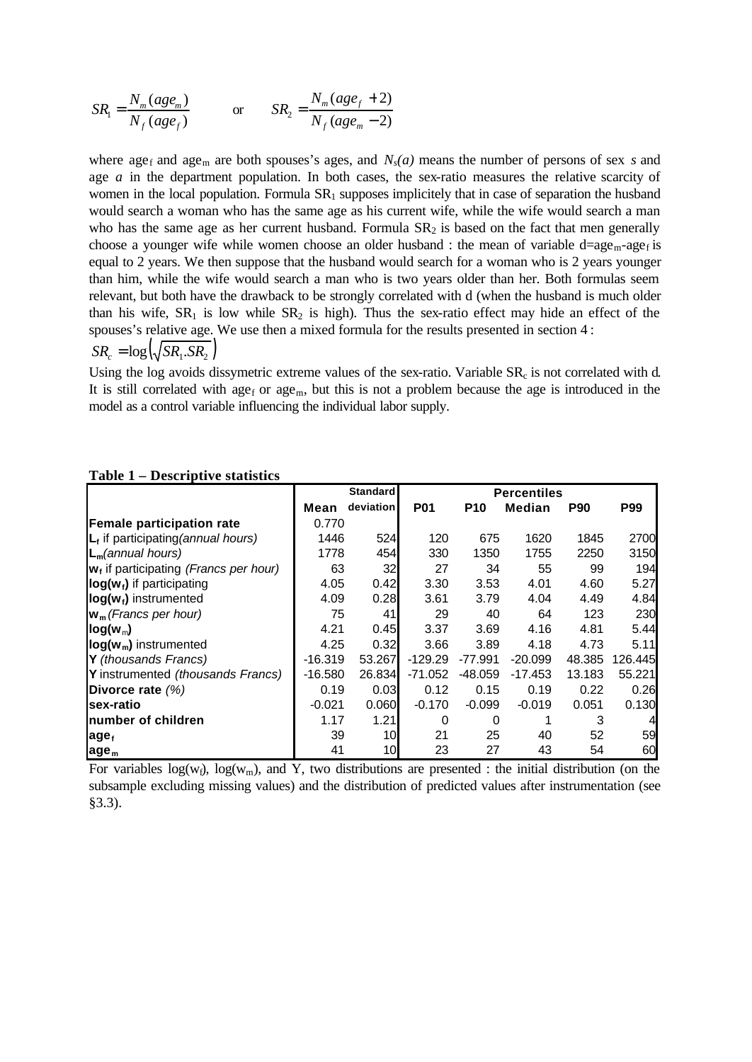$$SR_1 = \frac{N_m(age_m)}{N_f(age_f)} \qquad \text{or} \qquad SR_2 = \frac{N_m(age_f + 2)}{N_f(age_m - 2)}$$

where $age_f$ and $age_m$ are both spouses's ages, and $N_s(a)$ means the number of persons of sex *s* and age *a* in the department population. In both cases, the sex-ratio measures the relative scarcity of women in the local population. Formula $SR_1$ supposes implicitely that in case of separation the husband would search a woman who has the same age as his current wife, while the wife would search a man who has the same age as her current husband. Formula $SR_2$ is based on the fact that men generally choose a younger wife while women choose an older husband : the mean of variable $d=age_m-age_f$ is equal to 2 years. We then suppose that the husband would search for a woman who is 2 years younger than him, while the wife would search a man who is two years older than her. Both formulas seem relevant, but both have the drawback to be strongly correlated with d (when the husband is much older than his wife, $SR_1$ is low while $SR_2$ is high). Thus the sex-ratio effect may hide an effect of the spouses's relative age. We use then a mixed formula for the results presented in section 4 :

$$SR_c = \log\left(\sqrt{SR_1.SR_2}\right)$$

Using the log avoids dissymetric extreme values of the sex-ratio. Variable $SR_c$ is not correlated with d. It is still correlated with $age_f$ or $age_m$, but this is not a problem because the age is introduced in the model as a control variable influencing the individual labor supply.

**Table 1 – Descriptive statistics**

| | Mean | Standard deviation | Percentiles | | | | |
|---|---|---|---|---|---|---|---|
| | | | P01 | P10 | Median | P90 | P99 |
| **Female participation rate** | 0.770 | | | | | | |
| **$L_f$** if participating*(annual hours)* | 1446 | 524 | 120 | 675 | 1620 | 1845 | 2700 |
| **$L_m$***(annual hours)* | 1778 | 454 | 330 | 1350 | 1755 | 2250 | 3150 |
| **$w_f$** if participating *(Francs per hour)* | 63 | 32 | 27 | 34 | 55 | 99 | 194 |
| **$\log(w_f)$** if participating | 4.05 | 0.42 | 3.30 | 3.53 | 4.01 | 4.60 | 5.27 |
| **$\log(w_f)$** instrumented | 4.09 | 0.28 | 3.61 | 3.79 | 4.04 | 4.49 | 4.84 |
| **$w_m$** *(Francs per hour)* | 75 | 41 | 29 | 40 | 64 | 123 | 230 |
| **$\log(w_m)$** | 4.21 | 0.45 | 3.37 | 3.69 | 4.16 | 4.81 | 5.44 |
| **$\log(w_m)$** instrumented | 4.25 | 0.32 | 3.66 | 3.89 | 4.18 | 4.73 | 5.11 |
| **Y** *(thousands Francs)* | -16.319 | 53.267 | -129.29 | -77.991 | -20.099 | 48.385 | 126.445 |
| **Y** instrumented *(thousands Francs)* | -16.580 | 26.834 | -71.052 | -48.059 | -17.453 | 13.183 | 55.221 |
| **Divorce rate** *(%)* | 0.19 | 0.03 | 0.12 | 0.15 | 0.19 | 0.22 | 0.26 |
| **sex-ratio** | -0.021 | 0.060 | -0.170 | -0.099 | -0.019 | 0.051 | 0.130 |
| **number of children** | 1.17 | 1.21 | 0 | 0 | 1 | 3 | 4 |
| **$age_f$** | 39 | 10 | 21 | 25 | 40 | 52 | 59 |
| **$age_m$** | 41 | 10 | 23 | 27 | 43 | 54 | 60 |

For variables $\log(w_f)$, $\log(w_m)$, and Y, two distributions are presented : the initial distribution (on the subsample excluding missing values) and the distribution of predicted values after instrumentation (see §3.3).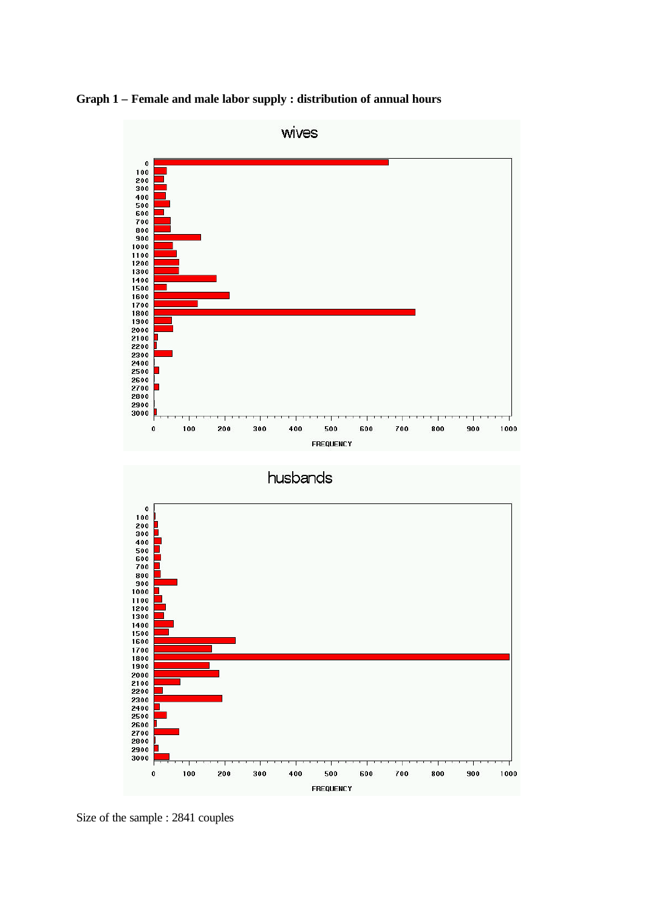**Graph 1 – Female and male labor supply : distribution of annual hours**

Size of the sample : 2841 couples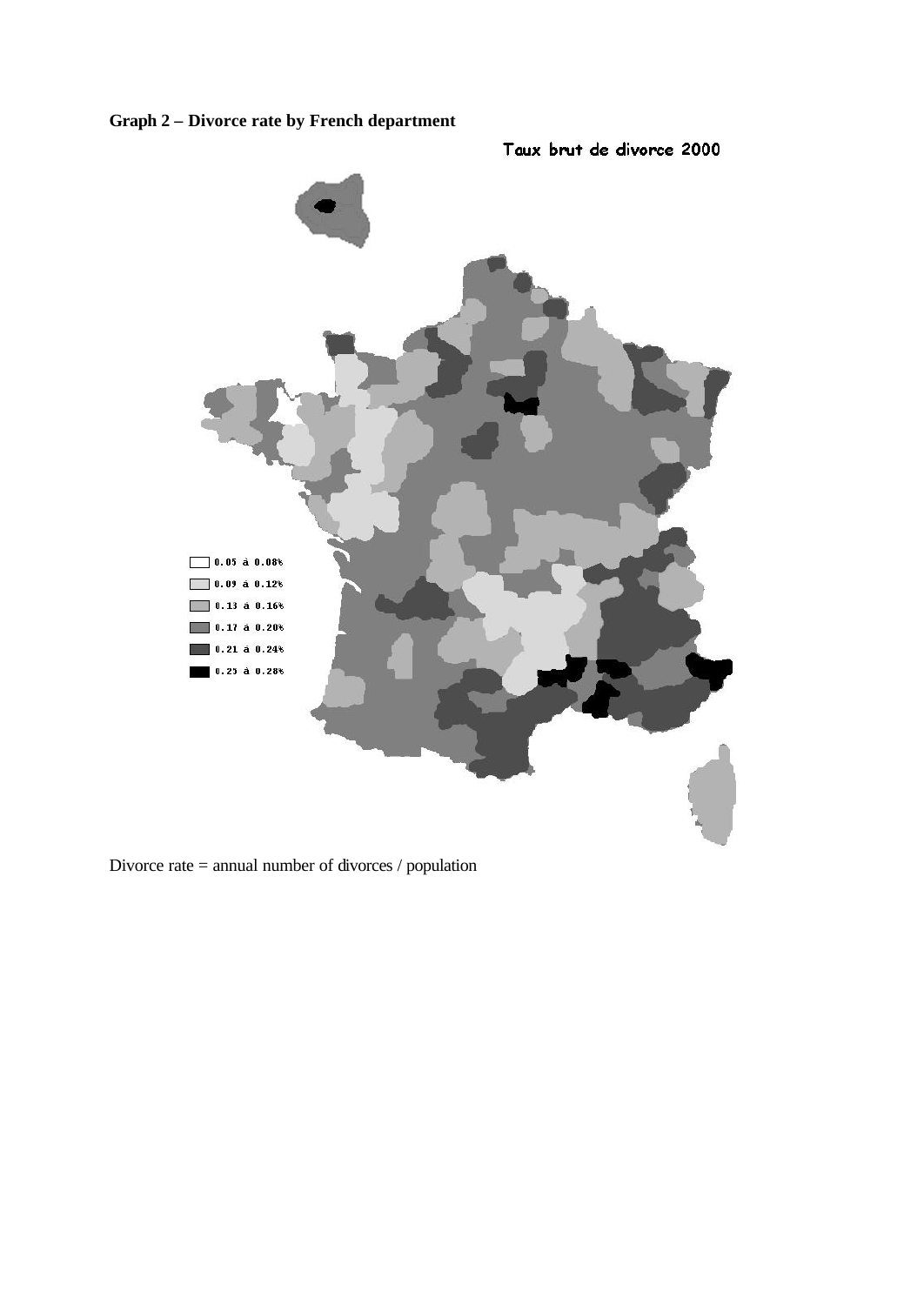**Graph 2 – Divorce rate by French department**

Taux brut de divorce 2000

0.05 à 0.08%

0.09 à 0.12%

0.13 à 0.16%

0.17 à 0.20%

0.21 à 0.24%

0.25 à 0.28%

Divorce rate = annual number of divorces / population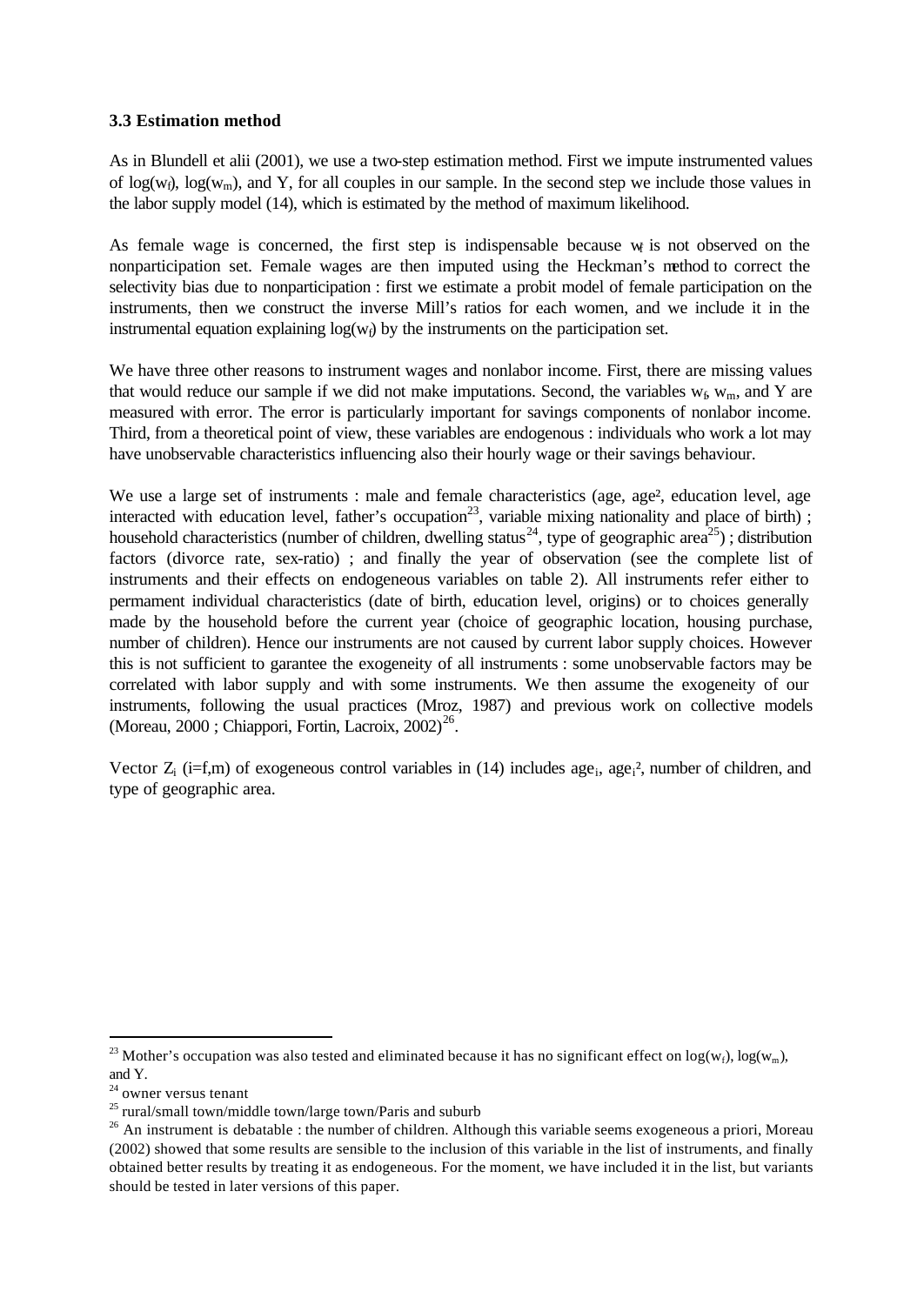### 3.3 Estimation method

As in Blundell et alii (2001), we use a two-step estimation method. First we impute instrumented values of $\log(w_f)$, $\log(w_m)$, and Y, for all couples in our sample. In the second step we include those values in the labor supply model (14), which is estimated by the method of maximum likelihood.

As female wage is concerned, the first step is indispensable because $w_f$ is not observed on the nonparticipation set. Female wages are then imputed using the Heckman's method to correct the selectivity bias due to nonparticipation : first we estimate a probit model of female participation on the instruments, then we construct the inverse Mill's ratios for each women, and we include it in the instrumental equation explaining $\log(w_f)$ by the instruments on the participation set.

We have three other reasons to instrument wages and nonlabor income. First, there are missing values that would reduce our sample if we did not make imputations. Second, the variables $w_f$, $w_m$, and Y are measured with error. The error is particularly important for savings components of nonlabor income. Third, from a theoretical point of view, these variables are endogenous : individuals who work a lot may have unobservable characteristics influencing also their hourly wage or their savings behaviour.

We use a large set of instruments : male and female characteristics (age, age², education level, age interacted with education level, father's occupation[23], variable mixing nationality and place of birth) ; household characteristics (number of children, dwelling status[24], type of geographic area[25]) ; distribution factors (divorce rate, sex-ratio) ; and finally the year of observation (see the complete list of instruments and their effects on endogeneous variables on table 2). All instruments refer either to permament individual characteristics (date of birth, education level, origins) or to choices generally made by the household before the current year (choice of geographic location, housing purchase, number of children). Hence our instruments are not caused by current labor supply choices. However this is not sufficient to garantee the exogeneity of all instruments : some unobservable factors may be correlated with labor supply and with some instruments. We then assume the exogeneity of our instruments, following the usual practices (Mroz, 1987) and previous work on collective models (Moreau, 2000 ; Chiappori, Fortin, Lacroix, 2002)[26].

Vector $Z_i$ (i=f,m) of exogeneous control variables in (14) includes $age_i$, $age_i^2$, number of children, and type of geographic area.

---

[23] Mother's occupation was also tested and eliminated because it has no significant effect on $\log(w_f)$, $\log(w_m)$, and Y.

[24] owner versus tenant

[25] rural/small town/middle town/large town/Paris and suburb

[26] An instrument is debatable : the number of children. Although this variable seems exogeneous a priori, Moreau (2002) showed that some results are sensible to the inclusion of this variable in the list of instruments, and finally obtained better results by treating it as endogeneous. For the moment, we have included it in the list, but variants should be tested in later versions of this paper.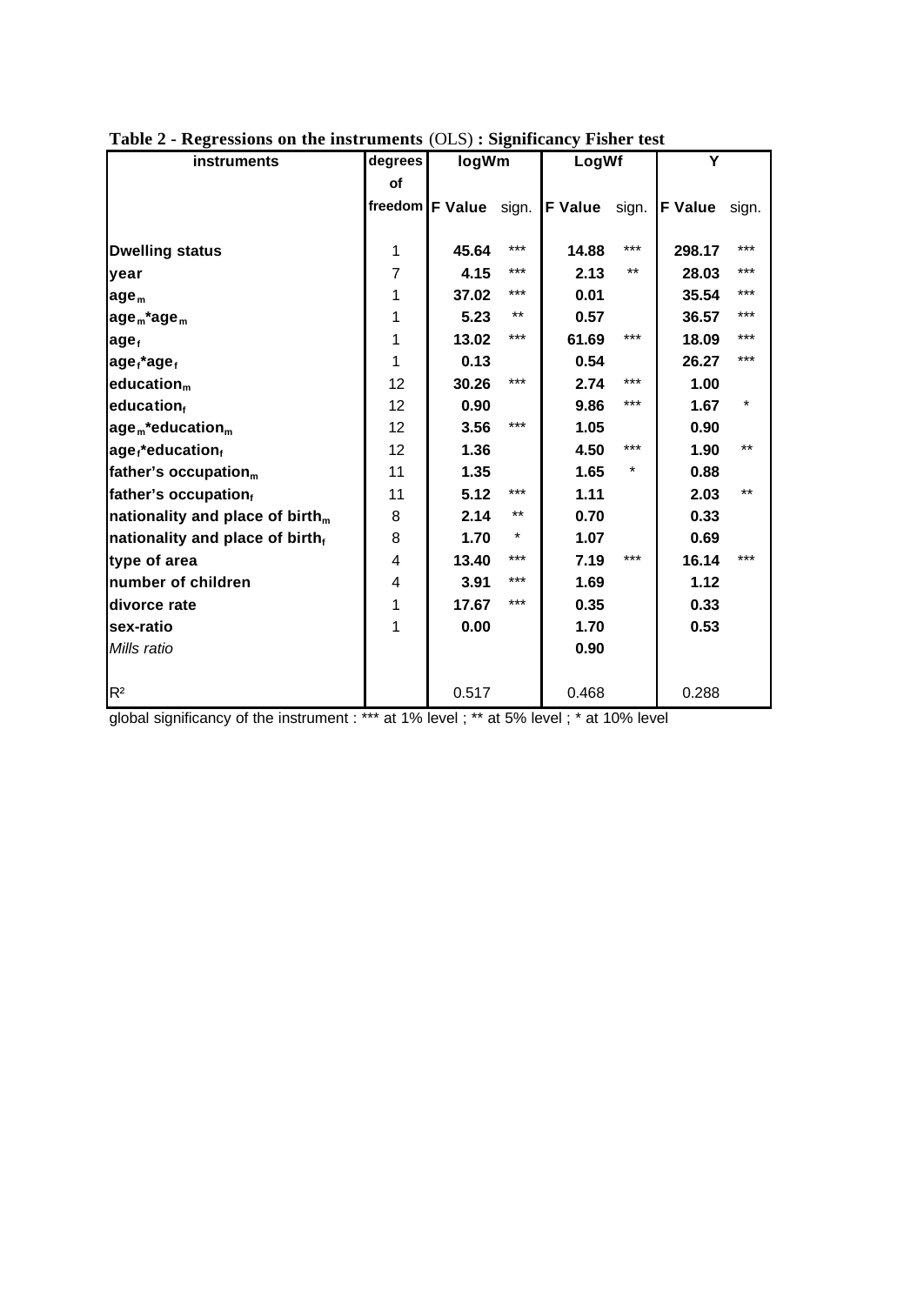**Table 2 - Regressions on the instruments** (OLS) **: Significancy Fisher test**

| instruments | degrees of freedom | logWm | | LogWf | | Y | |
|---|---|---|---|---|---|---|---|
| | | F Value | sign. | F Value | sign. | F Value | sign. |
| **Dwelling status** | 1 | **45.64** | *** | **14.88** | *** | **298.17** | *** |
| **year** | 7 | **4.15** | *** | **2.13** | ** | **28.03** | *** |
| **$age_m$** | 1 | **37.02** | *** | **0.01** | | **35.54** | *** |
| **$age_m$*$age_m$** | 1 | **5.23** | ** | **0.57** | | **36.57** | *** |
| **$age_f$** | 1 | **13.02** | *** | **61.69** | *** | **18.09** | *** |
| **$age_f$*$age_f$** | 1 | **0.13** | | **0.54** | | **26.27** | *** |
| **$education_m$** | 12 | **30.26** | *** | **2.74** | *** | **1.00** | |
| **$education_f$** | 12 | **0.90** | | **9.86** | *** | **1.67** | * |
| **$age_m$*$education_m$** | 12 | **3.56** | *** | **1.05** | | **0.90** | |
| **$age_f$*$education_f$** | 12 | **1.36** | | **4.50** | *** | **1.90** | ** |
| **father's $occupation_m$** | 11 | **1.35** | | **1.65** | * | **0.88** | |
| **father's $occupation_f$** | 11 | **5.12** | *** | **1.11** | | **2.03** | ** |
| **nationality and place of $birth_m$** | 8 | **2.14** | ** | **0.70** | | **0.33** | |
| **nationality and place of $birth_f$** | 8 | **1.70** | * | **1.07** | | **0.69** | |
| **type of area** | 4 | **13.40** | *** | **7.19** | *** | **16.14** | *** |
| **number of children** | 4 | **3.91** | *** | **1.69** | | **1.12** | |
| **divorce rate** | 1 | **17.67** | *** | **0.35** | | **0.33** | |
| **sex-ratio** | 1 | **0.00** | | **1.70** | | **0.53** | |
| *Mills ratio* | | | | **0.90** | | | |
| $R^2$ | | 0.517 | | 0.468 | | 0.288 | |

global significancy of the instrument : *** at 1% level ; ** at 5% level ; * at 10% level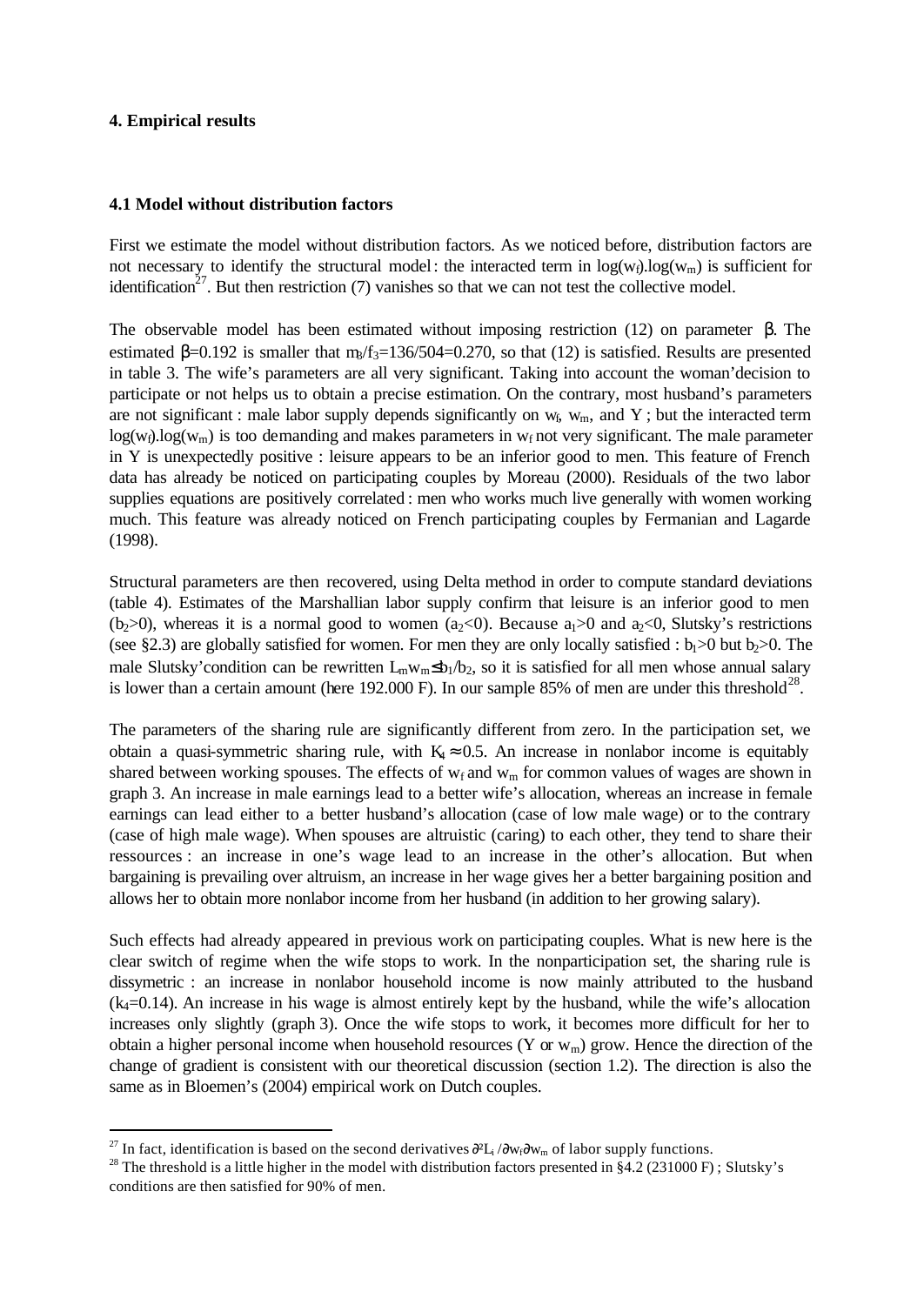## 4. Empirical results

### 4.1 Model without distribution factors

First we estimate the model without distribution factors. As we noticed before, distribution factors are not necessary to identify the structural model: the interacted term in $\log(w_f).\log(w_m)$ is sufficient for identification[27]. But then restriction (7) vanishes so that we can not test the collective model.

The observable model has been estimated without imposing restriction (12) on parameter $\beta$. The estimated $\beta$=0.192 is smaller that $m_3/f_3$=136/504=0.270, so that (12) is satisfied. Results are presented in table 3. The wife's parameters are all very significant. Taking into account the woman'decision to participate or not helps us to obtain a precise estimation. On the contrary, most husband's parameters are not significant : male labor supply depends significantly on $w_f$, $w_m$, and Y ; but the interacted term $\log(w_f).\log(w_m)$ is too demanding and makes parameters in $w_f$ not very significant. The male parameter in Y is unexpectedly positive : leisure appears to be an inferior good to men. This feature of French data has already be noticed on participating couples by Moreau (2000). Residuals of the two labor supplies equations are positively correlated : men who works much live generally with women working much. This feature was already noticed on French participating couples by Fermanian and Lagarde (1998).

Structural parameters are then recovered, using Delta method in order to compute standard deviations (table 4). Estimates of the Marshallian labor supply confirm that leisure is an inferior good to men ($b_2$>0), whereas it is a normal good to women ($a_2$<0). Because $a_1$>0 and $a_2$<0, Slutsky's restrictions (see §2.3) are globally satisfied for women. For men they are only locally satisfied : $b_1$>0 but $b_2$>0. The male Slutsky'condition can be rewritten $L_m w_m \leq b_1/b_2$, so it is satisfied for all men whose annual salary is lower than a certain amount (here 192.000 F). In our sample 85% of men are under this threshold[28].

The parameters of the sharing rule are significantly different from zero. In the participation set, we obtain a quasi-symmetric sharing rule, with $K_4 \approx 0.5$. An increase in nonlabor income is equitably shared between working spouses. The effects of $w_f$ and $w_m$ for common values of wages are shown in graph 3. An increase in male earnings lead to a better wife's allocation, whereas an increase in female earnings can lead either to a better husband's allocation (case of low male wage) or to the contrary (case of high male wage). When spouses are altruistic (caring) to each other, they tend to share their ressources : an increase in one's wage lead to an increase in the other's allocation. But when bargaining is prevailing over altruism, an increase in her wage gives her a better bargaining position and allows her to obtain more nonlabor income from her husband (in addition to her growing salary).

Such effects had already appeared in previous work on participating couples. What is new here is the clear switch of regime when the wife stops to work. In the nonparticipation set, the sharing rule is dissymetric : an increase in nonlabor household income is now mainly attributed to the husband ($k_4$=0.14). An increase in his wage is almost entirely kept by the husband, while the wife's allocation increases only slightly (graph 3). Once the wife stops to work, it becomes more difficult for her to obtain a higher personal income when household resources (Y or $w_m$) grow. Hence the direction of the change of gradient is consistent with our theoretical discussion (section 1.2). The direction is also the same as in Bloemen's (2004) empirical work on Dutch couples.

---

[27] In fact, identification is based on the second derivatives $\partial^2 L_i / \partial w_f \partial w_m$ of labor supply functions.

[28] The threshold is a little higher in the model with distribution factors presented in §4.2 (231000 F) ; Slutsky's conditions are then satisfied for 90% of men.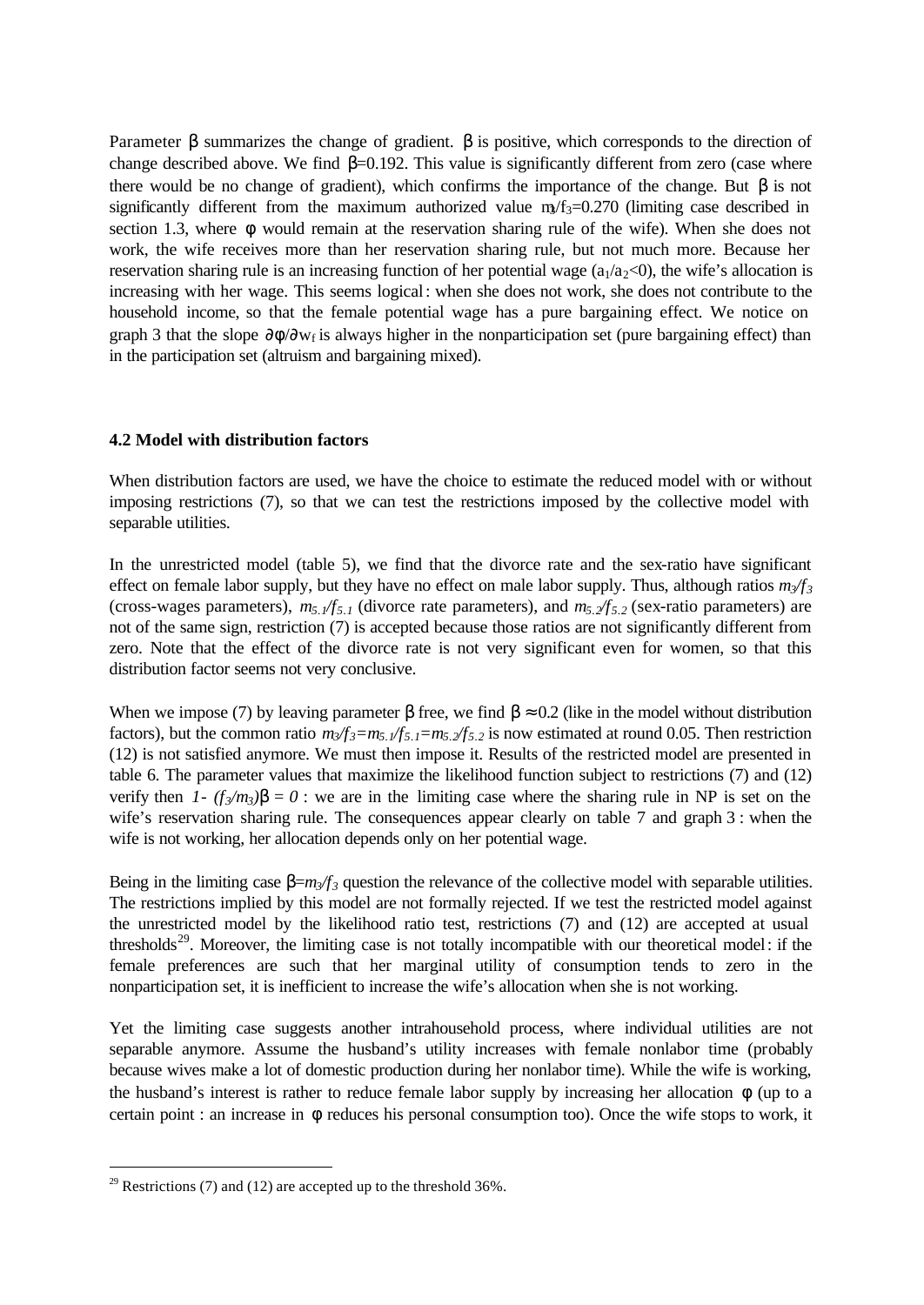Parameter $\beta$ summarizes the change of gradient. $\beta$ is positive, which corresponds to the direction of change described above. We find $\beta$=0.192. This value is significantly different from zero (case where there would be no change of gradient), which confirms the importance of the change. But $\beta$ is not significantly different from the maximum authorized value $m_3/f_3$=0.270 (limiting case described in section 1.3, where $\phi$ would remain at the reservation sharing rule of the wife). When she does not work, the wife receives more than her reservation sharing rule, but not much more. Because her reservation sharing rule is an increasing function of her potential wage ($a_1/a_2$<0), the wife's allocation is increasing with her wage. This seems logical: when she does not work, she does not contribute to the household income, so that the female potential wage has a pure bargaining effect. We notice on graph 3 that the slope $\partial\phi/\partial w_f$ is always higher in the nonparticipation set (pure bargaining effect) than in the participation set (altruism and bargaining mixed).

### 4.2 Model with distribution factors

When distribution factors are used, we have the choice to estimate the reduced model with or without imposing restrictions (7), so that we can test the restrictions imposed by the collective model with separable utilities.

In the unrestricted model (table 5), we find that the divorce rate and the sex-ratio have significant effect on female labor supply, but they have no effect on male labor supply. Thus, although ratios $m_3/f_3$ (cross-wages parameters), $m_{5.1}/f_{5.1}$ (divorce rate parameters), and $m_{5.2}/f_{5.2}$ (sex-ratio parameters) are not of the same sign, restriction (7) is accepted because those ratios are not significantly different from zero. Note that the effect of the divorce rate is not very significant even for women, so that this distribution factor seems not very conclusive.

When we impose (7) by leaving parameter $\beta$ free, we find $\beta \approx 0.2$ (like in the model without distribution factors), but the common ratio $m_3/f_3=m_{5.1}/f_{5.1}=m_{5.2}/f_{5.2}$ is now estimated at round 0.05. Then restriction (12) is not satisfied anymore. We must then impose it. Results of the restricted model are presented in table 6. The parameter values that maximize the likelihood function subject to restrictions (7) and (12) verify then $1-(f_3/m_3)\beta = 0$ : we are in the limiting case where the sharing rule in NP is set on the wife's reservation sharing rule. The consequences appear clearly on table 7 and graph 3 : when the wife is not working, her allocation depends only on her potential wage.

Being in the limiting case $\beta=m_3/f_3$ question the relevance of the collective model with separable utilities. The restrictions implied by this model are not formally rejected. If we test the restricted model against the unrestricted model by the likelihood ratio test, restrictions (7) and (12) are accepted at usual thresholds[29]. Moreover, the limiting case is not totally incompatible with our theoretical model: if the female preferences are such that her marginal utility of consumption tends to zero in the nonparticipation set, it is inefficient to increase the wife's allocation when she is not working.

Yet the limiting case suggests another intrahousehold process, where individual utilities are not separable anymore. Assume the husband's utility increases with female nonlabor time (probably because wives make a lot of domestic production during her nonlabor time). While the wife is working, the husband's interest is rather to reduce female labor supply by increasing her allocation $\phi$ (up to a certain point : an increase in $\phi$ reduces his personal consumption too). Once the wife stops to work, it

[29] Restrictions (7) and (12) are accepted up to the threshold 36%.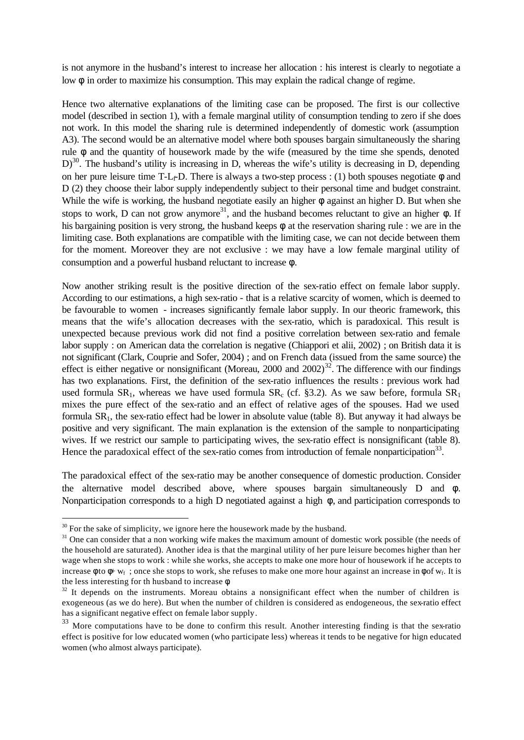is not anymore in the husband's interest to increase her allocation : his interest is clearly to negotiate a low $\phi$ in order to maximize his consumption. This may explain the radical change of regime.

Hence two alternative explanations of the limiting case can be proposed. The first is our collective model (described in section 1), with a female marginal utility of consumption tending to zero if she does not work. In this model the sharing rule is determined independently of domestic work (assumption A3). The second would be an alternative model where both spouses bargain simultaneously the sharing rule $\phi$ and the quantity of housework made by the wife (measured by the time she spends, denoted D)[30]. The husband's utility is increasing in D, whereas the wife's utility is decreasing in D, depending on her pure leisure time $T-L_f-D$. There is always a two-step process : (1) both spouses negotiate $\phi$ and D (2) they choose their labor supply independently subject to their personal time and budget constraint. While the wife is working, the husband negotiate easily an higher $\phi$ against an higher D. But when she stops to work, D can not grow anymore[31], and the husband becomes reluctant to give an higher $\phi$. If his bargaining position is very strong, the husband keeps $\phi$ at the reservation sharing rule : we are in the limiting case. Both explanations are compatible with the limiting case, we can not decide between them for the moment. Moreover they are not exclusive : we may have a low female marginal utility of consumption and a powerful husband reluctant to increase $\phi$.

Now another striking result is the positive direction of the sex-ratio effect on female labor supply. According to our estimations, a high sex-ratio - that is a relative scarcity of women, which is deemed to be favourable to women - increases significantly female labor supply. In our theoric framework, this means that the wife's allocation decreases with the sex-ratio, which is paradoxical. This result is unexpected because previous work did not find a positive correlation between sex-ratio and female labor supply : on American data the correlation is negative (Chiappori et alii, 2002) ; on British data it is not significant (Clark, Couprie and Sofer, 2004) ; and on French data (issued from the same source) the effect is either negative or nonsignificant (Moreau, 2000 and 2002)[32]. The difference with our findings has two explanations. First, the definition of the sex-ratio influences the results : previous work had used formula $SR_1$, whereas we have used formula $SR_c$ (cf. §3.2). As we saw before, formula $SR_1$ mixes the pure effect of the sex-ratio and an effect of relative ages of the spouses. Had we used formula $SR_1$, the sex-ratio effect had be lower in absolute value (table 8). But anyway it had always be positive and very significant. The main explanation is the extension of the sample to nonparticipating wives. If we restrict our sample to participating wives, the sex-ratio effect is nonsignificant (table 8). Hence the paradoxical effect of the sex-ratio comes from introduction of female nonparticipation[33].

The paradoxical effect of the sex-ratio may be another consequence of domestic production. Consider the alternative model described above, where spouses bargain simultaneously D and $\phi$. Nonparticipation corresponds to a high D negotiated against a high $\phi$, and participation corresponds to

---

[30] For the sake of simplicity, we ignore here the housework made by the husband.

[31] One can consider that a non working wife makes the maximum amount of domestic work possible (the needs of the household are saturated). Another idea is that the marginal utility of her pure leisure becomes higher than her wage when she stops to work : while she works, she accepts to make one more hour of housework if he accepts to increase $\phi$ to $\phi + w_f$ ; once she stops to work, she refuses to make one more hour against an increase in $\phi$ of $w_f$. It is the less interesting for th husband to increase $\phi$

[32] It depends on the instruments. Moreau obtains a nonsignificant effect when the number of children is exogeneous (as we do here). But when the number of children is considered as endogeneous, the sex-ratio effect has a significant negative effect on female labor supply.

[33] More computations have to be done to confirm this result. Another interesting finding is that the sex-ratio effect is positive for low educated women (who participate less) whereas it tends to be negative for hign educated women (who almost always participate).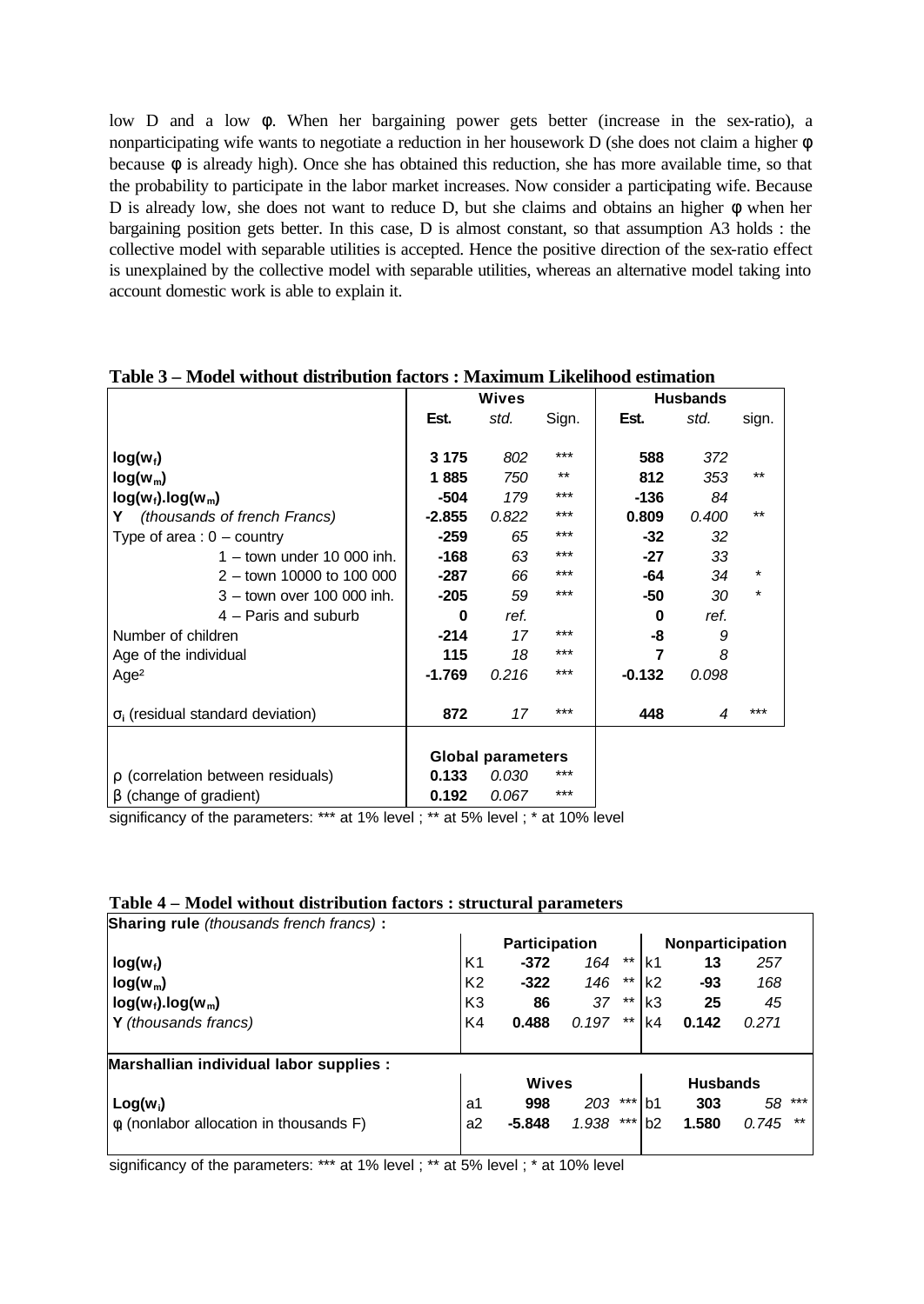low D and a low $\phi$. When her bargaining power gets better (increase in the sex-ratio), a nonparticipating wife wants to negotiate a reduction in her housework D (she does not claim a higher $\phi$ because $\phi$ is already high). Once she has obtained this reduction, she has more available time, so that the probability to participate in the labor market increases. Now consider a participating wife. Because D is already low, she does not want to reduce D, but she claims and obtains an higher $\phi$ when her bargaining position gets better. In this case, D is almost constant, so that assumption A3 holds : the collective model with separable utilities is accepted. Hence the positive direction of the sex-ratio effect is unexplained by the collective model with separable utilities, whereas an alternative model taking into account domestic work is able to explain it.

**Table 3 – Model without distribution factors : Maximum Likelihood estimation**

| | Wives | | | Husbands | | |
|---|---|---|---|---|---|---|
| | **Est.** | *std.* | Sign. | **Est.** | *std.* | sign. |
| **$\log(w_f)$** | **3 175** | *802* | *** | **588** | *372* | |
| **$\log(w_m)$** | **1 885** | *750* | ** | **812** | *353* | ** |
| **$\log(w_f).\log(w_m)$** | **-504** | *179* | *** | **-136** | *84* | |
| **Y** *(thousands of french Francs)* | **-2.855** | *0.822* | *** | **0.809** | *0.400* | ** |
| Type of area : 0 – country | **-259** | *65* | *** | **-32** | *32* | |
| 1 – town under 10 000 inh. | **-168** | *63* | *** | **-27** | *33* | |
| 2 – town 10000 to 100 000 | **-287** | *66* | *** | **-64** | *34* | * |
| 3 – town over 100 000 inh. | **-205** | *59* | *** | **-50** | *30* | * |
| 4 – Paris and suburb | **0** | *ref.* | | **0** | *ref.* | |
| Number of children | **-214** | *17* | *** | **-8** | *9* | |
| Age of the individual | **115** | *18* | *** | **7** | *8* | |
| Age² | **-1.769** | *0.216* | *** | **-0.132** | *0.098* | |
| $\sigma_i$ (residual standard deviation) | **872** | *17* | *** | **448** | *4* | *** |
| | **Global parameters** | | | | | |
| $\rho$ (correlation between residuals) | **0.133** | *0.030* | *** | | | |
| $\beta$ (change of gradient) | **0.192** | *0.067* | *** | | | |

significancy of the parameters: *** at 1% level ; ** at 5% level ; * at 10% level

**Table 4 – Model without distribution factors : structural parameters**

| **Sharing rule** *(thousands french francs)* **:** | | | | | | | | |
|---|---|---|---|---|---|---|---|---|
| | | **Participation** | | | | **Nonparticipation** | | |
| **$\log(w_f)$** | K1 | **-372** | *164* | ** | k1 | **13** | *257* | |
| **$\log(w_m)$** | K2 | **-322** | *146* | ** | k2 | **-93** | *168* | |
| **$\log(w_f).\log(w_m)$** | K3 | **86** | *37* | ** | k3 | **25** | *45* | |
| **Y** *(thousands francs)* | K4 | **0.488** | *0.197* | ** | k4 | **0.142** | *0.271* | |
| **Marshallian individual labor supplies :** | | | | | | | | |
| | | **Wives** | | | | **Husbands** | | |
| **$\text{Log}(w_i)$** | a1 | **998** | *203* | *** | b1 | **303** | *58* | *** |
| $\phi$ (nonlabor allocation in thousands F) | a2 | **-5.848** | *1.938* | *** | b2 | **1.580** | *0.745* | ** |

significancy of the parameters: *** at 1% level ; ** at 5% level ; * at 10% level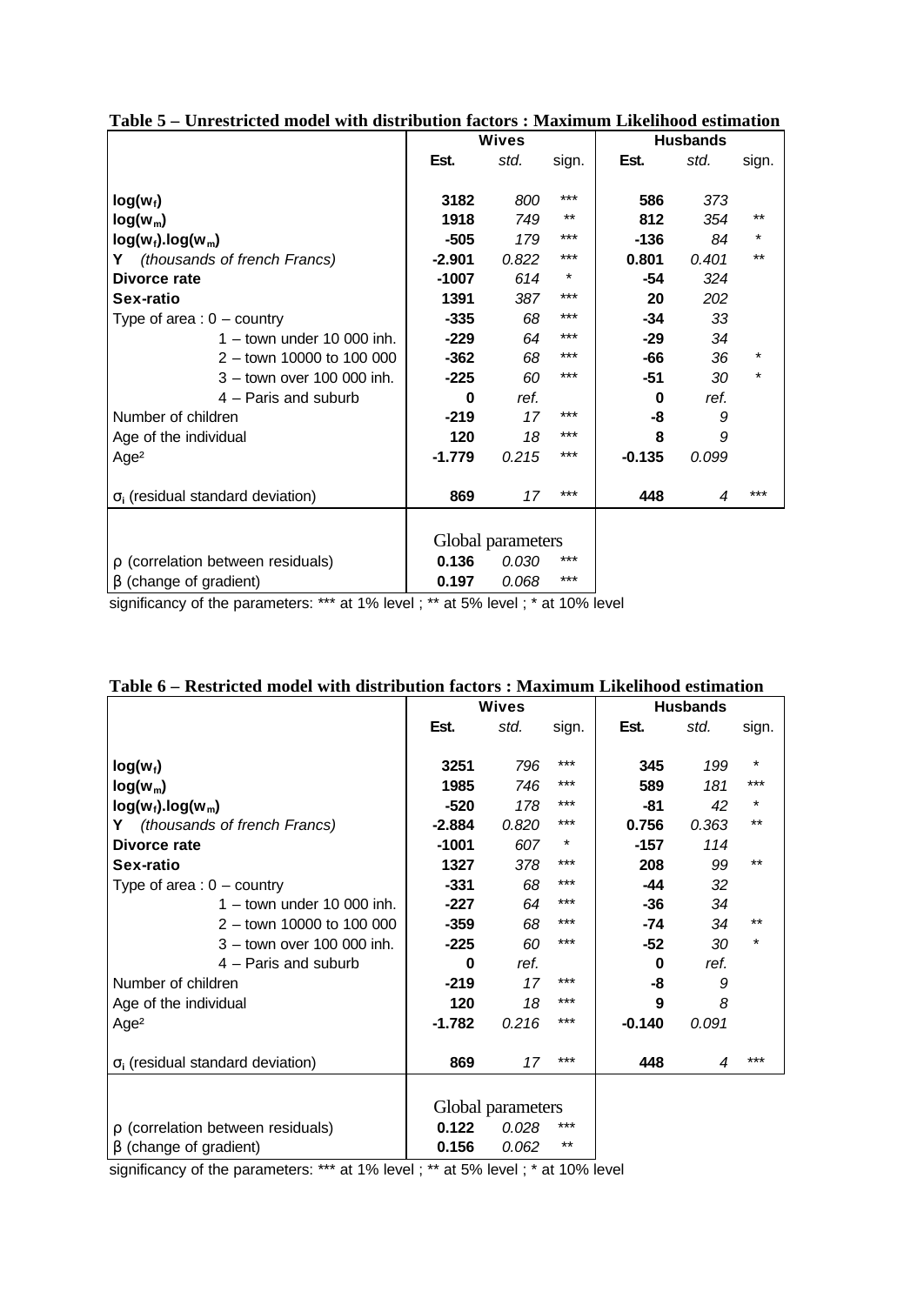**Table 5 – Unrestricted model with distribution factors : Maximum Likelihood estimation**

| | Wives | | | Husbands | | |
|---|---|---|---|---|---|---|
| | Est. | *std.* | sign. | Est. | *std.* | sign. |
| **$\log(w_f)$** | **3182** | *800* | *** | **586** | *373* | |
| **$\log(w_m)$** | **1918** | *749* | ** | **812** | *354* | ** |
| **$\log(w_f).\log(w_m)$** | **-505** | *179* | *** | **-136** | *84* | * |
| **Y** *(thousands of french Francs)* | **-2.901** | *0.822* | *** | **0.801** | *0.401* | ** |
| **Divorce rate** | **-1007** | *614* | * | **-54** | *324* | |
| **Sex-ratio** | **1391** | *387* | *** | **20** | *202* | |
| Type of area : 0 – country | **-335** | *68* | *** | **-34** | *33* | |
| 1 – town under 10 000 inh. | **-229** | *64* | *** | **-29** | *34* | |
| 2 – town 10000 to 100 000 | **-362** | *68* | *** | **-66** | *36* | * |
| 3 – town over 100 000 inh. | **-225** | *60* | *** | **-51** | *30* | * |
| 4 – Paris and suburb | **0** | *ref.* | | **0** | *ref.* | |
| Number of children | **-219** | *17* | *** | **-8** | *9* | |
| Age of the individual | **120** | *18* | *** | **8** | *9* | |
| Age² | **-1.779** | *0.215* | *** | **-0.135** | *0.099* | |
| $\sigma_i$ (residual standard deviation) | **869** | *17* | *** | **448** | *4* | *** |
| | Global parameters | | | | | |
| $\rho$ (correlation between residuals) | **0.136** | *0.030* | *** | | | |
| $\beta$ (change of gradient) | **0.197** | *0.068* | *** | | | |

significancy of the parameters: *** at 1% level ; ** at 5% level ; * at 10% level

**Table 6 – Restricted model with distribution factors : Maximum Likelihood estimation**

| | Wives | | | Husbands | | |
|---|---|---|---|---|---|---|
| | Est. | *std.* | sign. | Est. | *std.* | sign. |
| **$\log(w_f)$** | **3251** | *796* | *** | **345** | *199* | * |
| **$\log(w_m)$** | **1985** | *746* | *** | **589** | *181* | *** |
| **$\log(w_f).\log(w_m)$** | **-520** | *178* | *** | **-81** | *42* | * |
| **Y** *(thousands of french Francs)* | **-2.884** | *0.820* | *** | **0.756** | *0.363* | ** |
| **Divorce rate** | **-1001** | *607* | * | **-157** | *114* | |
| **Sex-ratio** | **1327** | *378* | *** | **208** | *99* | ** |
| Type of area : 0 – country | **-331** | *68* | *** | **-44** | *32* | |
| 1 – town under 10 000 inh. | **-227** | *64* | *** | **-36** | *34* | |
| 2 – town 10000 to 100 000 | **-359** | *68* | *** | **-74** | *34* | ** |
| 3 – town over 100 000 inh. | **-225** | *60* | *** | **-52** | *30* | * |
| 4 – Paris and suburb | **0** | *ref.* | | **0** | *ref.* | |
| Number of children | **-219** | *17* | *** | **-8** | *9* | |
| Age of the individual | **120** | *18* | *** | **9** | *8* | |
| Age² | **-1.782** | *0.216* | *** | **-0.140** | *0.091* | |
| $\sigma_i$ (residual standard deviation) | **869** | *17* | *** | **448** | *4* | *** |
| | Global parameters | | | | | |
| $\rho$ (correlation between residuals) | **0.122** | *0.028* | *** | | | |
| $\beta$ (change of gradient) | **0.156** | *0.062* | ** | | | |

significancy of the parameters: *** at 1% level ; ** at 5% level ; * at 10% level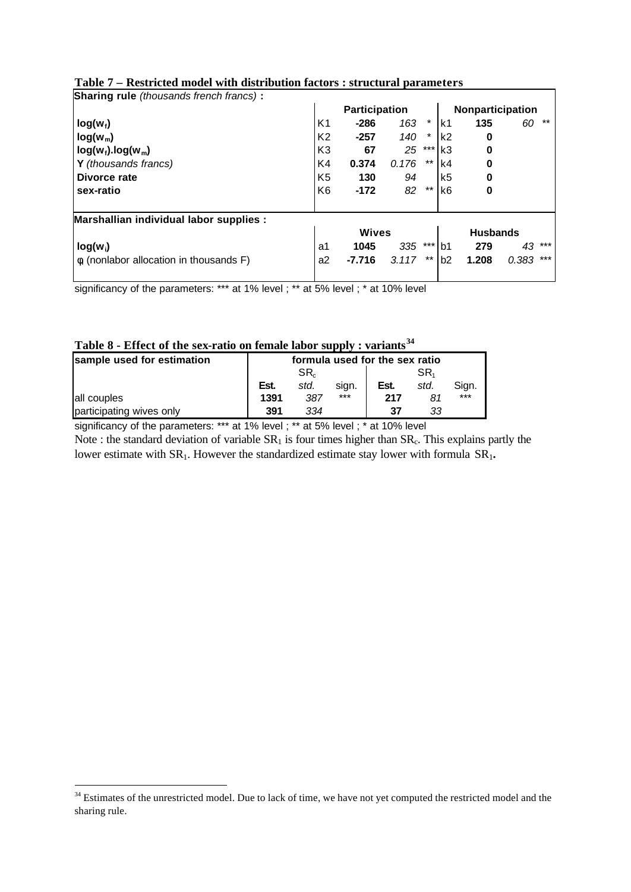**Table 7 – Restricted model with distribution factors : structural parameters**

| **Sharing rule** *(thousands french francs)* **:** | | | | | | | | |
|---|---|---|---|---|---|---|---|---|
| | | **Participation** | | | | **Nonparticipation** | | |
| $\log(w_f)$ | K1 | **-286** | *163* | * | k1 | **135** | *60* | ** |
| $\log(w_m)$ | K2 | **-257** | *140* | * | k2 | **0** | | |
| $\log(w_f).\log(w_m)$ | K3 | **67** | *25* | *** | k3 | **0** | | |
| **Y** *(thousands francs)* | K4 | **0.374** | *0.176* | ** | k4 | **0** | | |
| **Divorce rate** | K5 | **130** | *94* | | k5 | **0** | | |
| **sex-ratio** | K6 | **-172** | *82* | ** | k6 | **0** | | |
| **Marshallian individual labor supplies :** | | | | | | | | |
| | | **Wives** | | | | **Husbands** | | |
| $\log(w_i)$ | a1 | **1045** | *335* | *** | b1 | **279** | *43* | *** |
| $\phi$ (nonlabor allocation in thousands F) | a2 | **-7.716** | *3.117* | ** | b2 | **1.208** | *0.383* | *** |

significancy of the parameters: *** at 1% level ; ** at 5% level ; * at 10% level

**Table 8 - Effect of the sex-ratio on female labor supply : variants**[34]

| **sample used for estimation** | **formula used for the sex ratio** | | | | | |
|---|---|---|---|---|---|---|
| | $SR_c$ | | | $SR_1$ | | |
| | **Est.** | *std.* | sign. | **Est.** | *std.* | Sign. |
| all couples | **1391** | *387* | *** | **217** | *81* | *** |
| participating wives only | **391** | *334* | | **37** | *33* | |

significancy of the parameters: *** at 1% level ; ** at 5% level ; * at 10% level

Note : the standard deviation of variable $SR_1$ is four times higher than $SR_c$. This explains partly the lower estimate with $SR_1$. However the standardized estimate stay lower with formula $SR_1$**.**

[34] Estimates of the unrestricted model. Due to lack of time, we have not yet computed the restricted model and the sharing rule.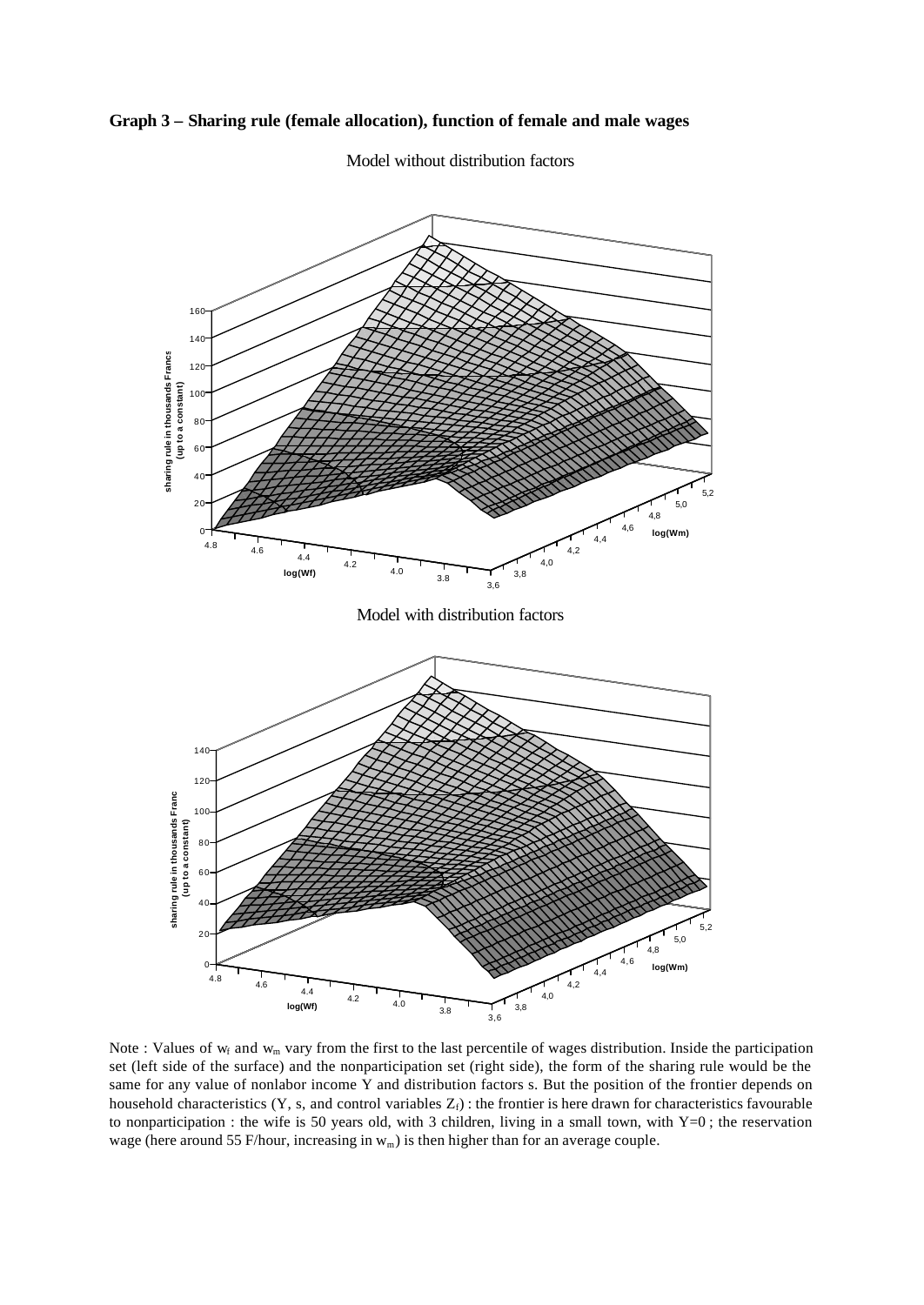**Graph 3 – Sharing rule (female allocation), function of female and male wages**

Model without distribution factors

Model with distribution factors

Note : Values of $w_f$ and $w_m$ vary from the first to the last percentile of wages distribution. Inside the participation set (left side of the surface) and the nonparticipation set (right side), the form of the sharing rule would be the same for any value of nonlabor income Y and distribution factors s. But the position of the frontier depends on household characteristics (Y, s, and control variables $Z_f$) : the frontier is here drawn for characteristics favourable to nonparticipation : the wife is 50 years old, with 3 children, living in a small town, with Y=0 ; the reservation wage (here around 55 F/hour, increasing in $w_m$) is then higher than for an average couple.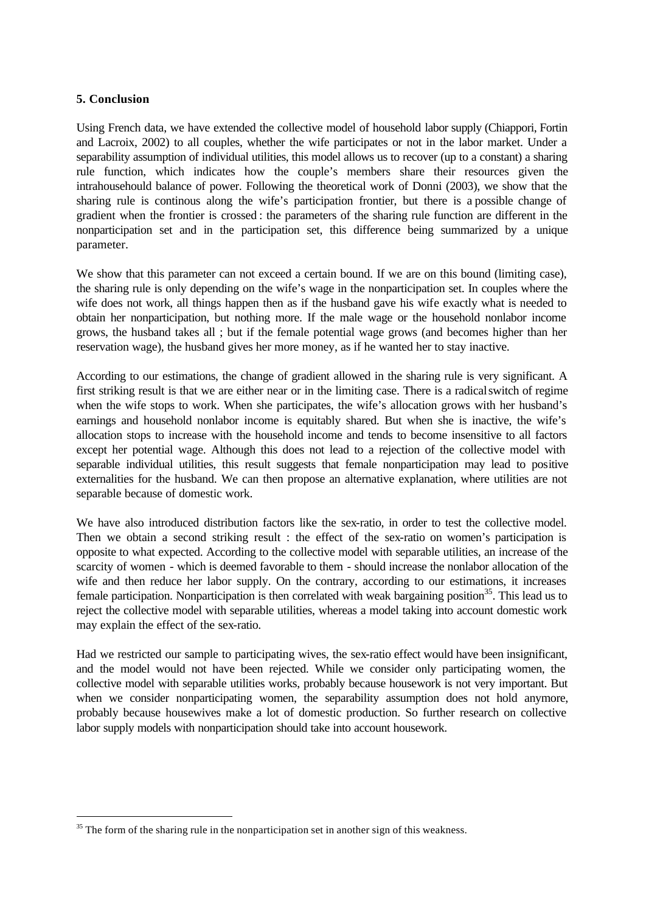## 5. Conclusion

Using French data, we have extended the collective model of household labor supply (Chiappori, Fortin and Lacroix, 2002) to all couples, whether the wife participates or not in the labor market. Under a separability assumption of individual utilities, this model allows us to recover (up to a constant) a sharing rule function, which indicates how the couple's members share their resources given the intrahousehould balance of power. Following the theoretical work of Donni (2003), we show that the sharing rule is continous along the wife's participation frontier, but there is a possible change of gradient when the frontier is crossed : the parameters of the sharing rule function are different in the nonparticipation set and in the participation set, this difference being summarized by a unique parameter.

We show that this parameter can not exceed a certain bound. If we are on this bound (limiting case), the sharing rule is only depending on the wife's wage in the nonparticipation set. In couples where the wife does not work, all things happen then as if the husband gave his wife exactly what is needed to obtain her nonparticipation, but nothing more. If the male wage or the household nonlabor income grows, the husband takes all ; but if the female potential wage grows (and becomes higher than her reservation wage), the husband gives her more money, as if he wanted her to stay inactive.

According to our estimations, the change of gradient allowed in the sharing rule is very significant. A first striking result is that we are either near or in the limiting case. There is a radical switch of regime when the wife stops to work. When she participates, the wife's allocation grows with her husband's earnings and household nonlabor income is equitably shared. But when she is inactive, the wife's allocation stops to increase with the household income and tends to become insensitive to all factors except her potential wage. Although this does not lead to a rejection of the collective model with separable individual utilities, this result suggests that female nonparticipation may lead to positive externalities for the husband. We can then propose an alternative explanation, where utilities are not separable because of domestic work.

We have also introduced distribution factors like the sex-ratio, in order to test the collective model. Then we obtain a second striking result : the effect of the sex-ratio on women's participation is opposite to what expected. According to the collective model with separable utilities, an increase of the scarcity of women - which is deemed favorable to them - should increase the nonlabor allocation of the wife and then reduce her labor supply. On the contrary, according to our estimations, it increases female participation. Nonparticipation is then correlated with weak bargaining position[35]. This lead us to reject the collective model with separable utilities, whereas a model taking into account domestic work may explain the effect of the sex-ratio.

Had we restricted our sample to participating wives, the sex-ratio effect would have been insignificant, and the model would not have been rejected. While we consider only participating women, the collective model with separable utilities works, probably because housework is not very important. But when we consider nonparticipating women, the separability assumption does not hold anymore, probably because housewives make a lot of domestic production. So further research on collective labor supply models with nonparticipation should take into account housework.

---

[35] The form of the sharing rule in the nonparticipation set in another sign of this weakness.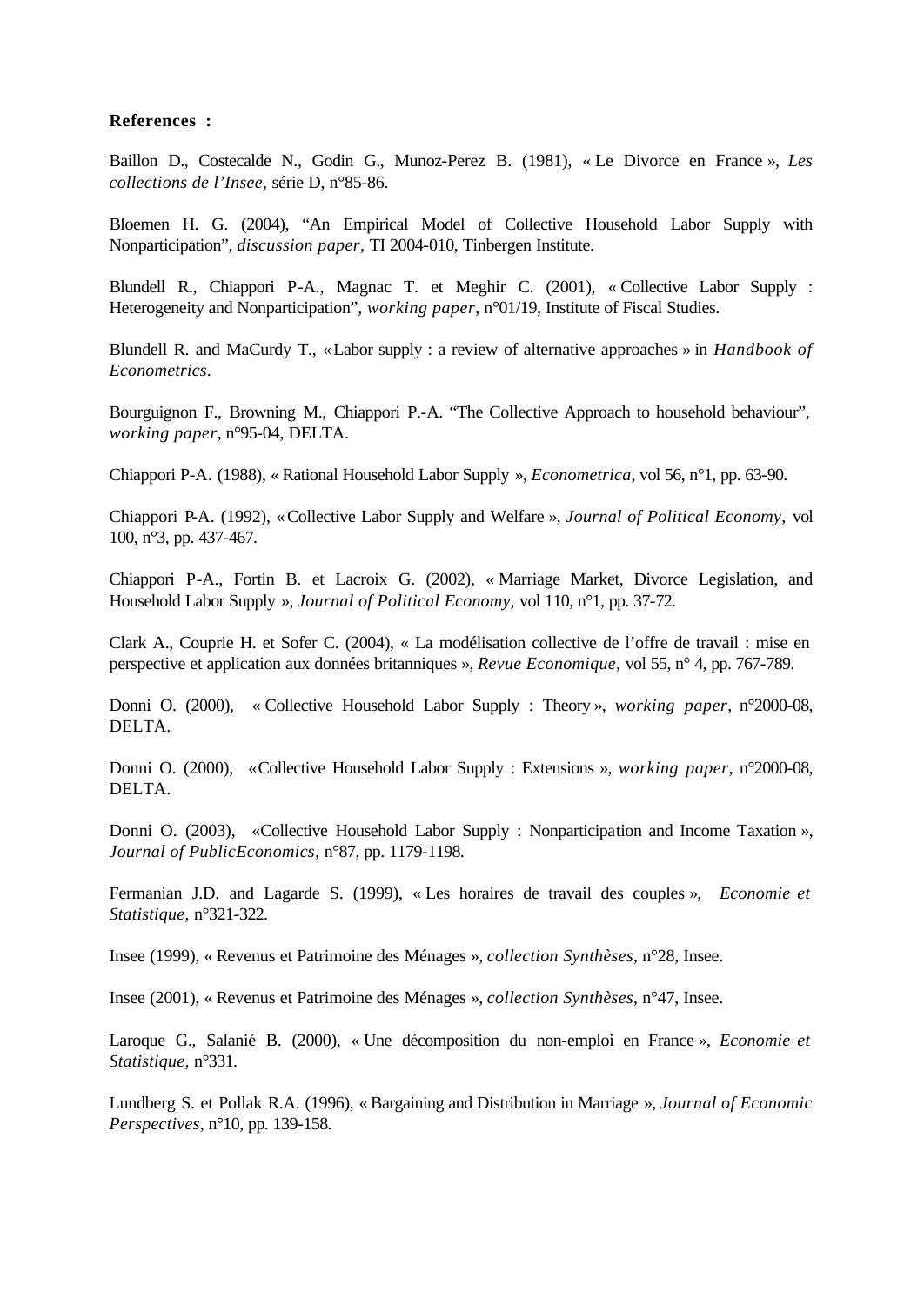**References :**

Baillon D., Costecalde N., Godin G., Munoz-Perez B. (1981), « Le Divorce en France », *Les collections de l'Insee,* série D, n°85-86.

Bloemen H. G. (2004), "An Empirical Model of Collective Household Labor Supply with Nonparticipation", *discussion paper,* TI 2004-010, Tinbergen Institute.

Blundell R., Chiappori P-A., Magnac T. et Meghir C. (2001), « Collective Labor Supply : Heterogeneity and Nonparticipation", *working paper*, n°01/19, Institute of Fiscal Studies.

Blundell R. and MaCurdy T., « Labor supply : a review of alternative approaches » in *Handbook of Econometrics*.

Bourguignon F., Browning M., Chiappori P.-A. "The Collective Approach to household behaviour", *working paper*, n°95-04, DELTA.

Chiappori P-A. (1988), « Rational Household Labor Supply », *Econometrica*, vol 56, n°1, pp. 63-90.

Chiappori P-A. (1992), « Collective Labor Supply and Welfare », *Journal of Political Economy,* vol 100, n°3, pp. 437-467.

Chiappori P-A., Fortin B. et Lacroix G. (2002), « Marriage Market, Divorce Legislation, and Household Labor Supply », *Journal of Political Economy,* vol 110, n°1, pp. 37-72.

Clark A., Couprie H. et Sofer C. (2004), « La modélisation collective de l'offre de travail : mise en perspective et application aux données britanniques », *Revue Economique*, vol 55, n° 4, pp. 767-789.

Donni O. (2000), « Collective Household Labor Supply : Theory », *working paper*, n°2000-08, DELTA.

Donni O. (2000), «Collective Household Labor Supply : Extensions », *working paper*, n°2000-08, DELTA.

Donni O. (2003), «Collective Household Labor Supply : Nonparticipation and Income Taxation », *Journal of PublicEconomics,* n°87, pp. 1179-1198.

Fermanian J.D. and Lagarde S. (1999), « Les horaires de travail des couples », *Economie et Statistique,* n°321-322.

Insee (1999), « Revenus et Patrimoine des Ménages », *collection Synthèses*, n°28, Insee.

Insee (2001), « Revenus et Patrimoine des Ménages », *collection Synthèses*, n°47, Insee.

Laroque G., Salanié B. (2000), « Une décomposition du non-emploi en France », *Economie et Statistique,* n°331.

Lundberg S. et Pollak R.A. (1996), « Bargaining and Distribution in Marriage », *Journal of Economic Perspectives*, n°10, pp. 139-158.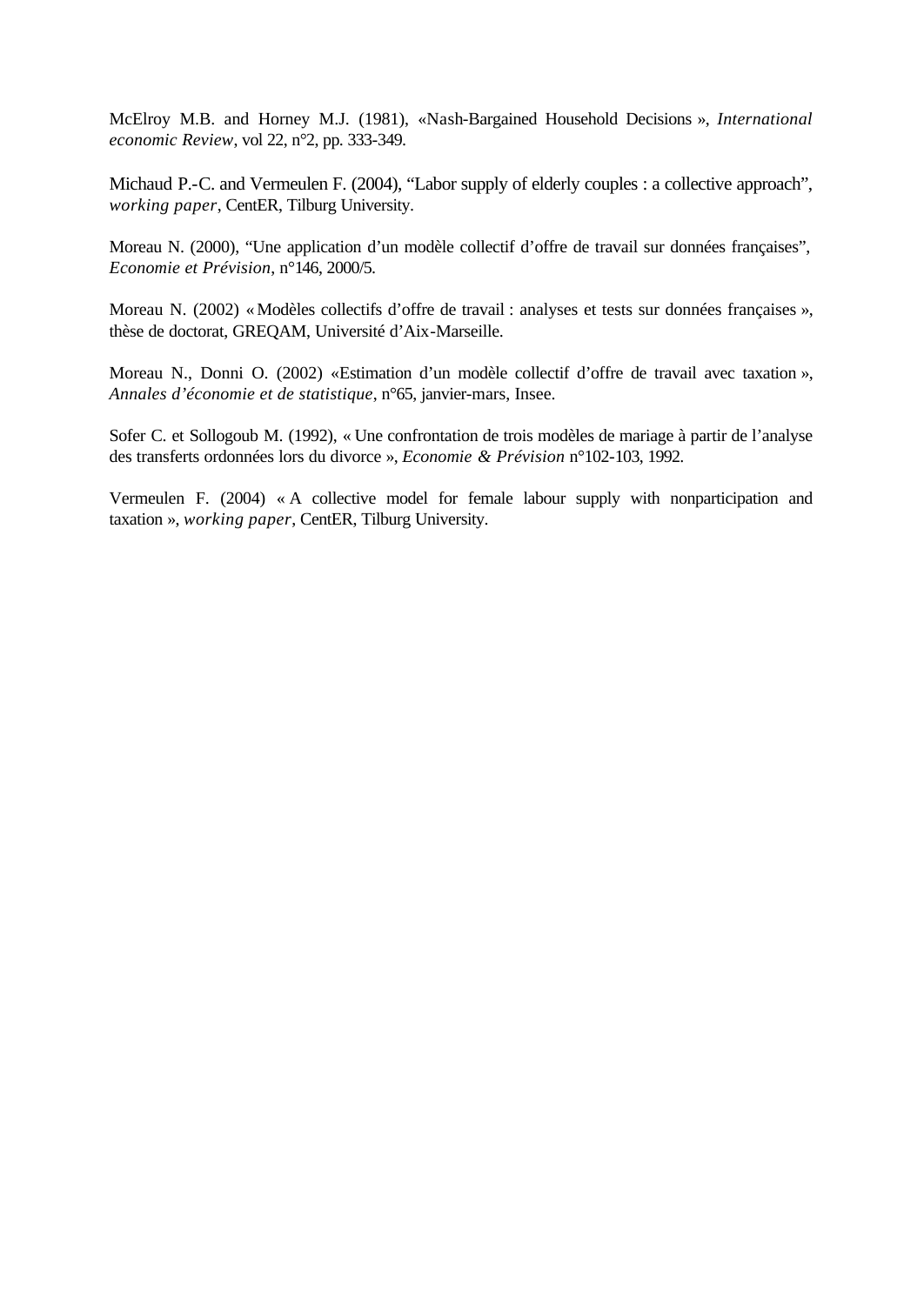McElroy M.B. and Horney M.J. (1981), «Nash-Bargained Household Decisions », *International economic Review*, vol 22, n°2, pp. 333-349.

Michaud P.-C. and Vermeulen F. (2004), "Labor supply of elderly couples : a collective approach", *working paper*, CentER, Tilburg University.

Moreau N. (2000), "Une application d'un modèle collectif d'offre de travail sur données françaises", *Economie et Prévision*, n°146, 2000/5.

Moreau N. (2002) « Modèles collectifs d'offre de travail : analyses et tests sur données françaises », thèse de doctorat, GREQAM, Université d'Aix-Marseille.

Moreau N., Donni O. (2002) «Estimation d'un modèle collectif d'offre de travail avec taxation », *Annales d'économie et de statistique*, n°65, janvier-mars, Insee.

Sofer C. et Sollogoub M. (1992), « Une confrontation de trois modèles de mariage à partir de l'analyse des transferts ordonnées lors du divorce », *Economie & Prévision* n°102-103, 1992.

Vermeulen F. (2004) « A collective model for female labour supply with nonparticipation and taxation », *working paper*, CentER, Tilburg University.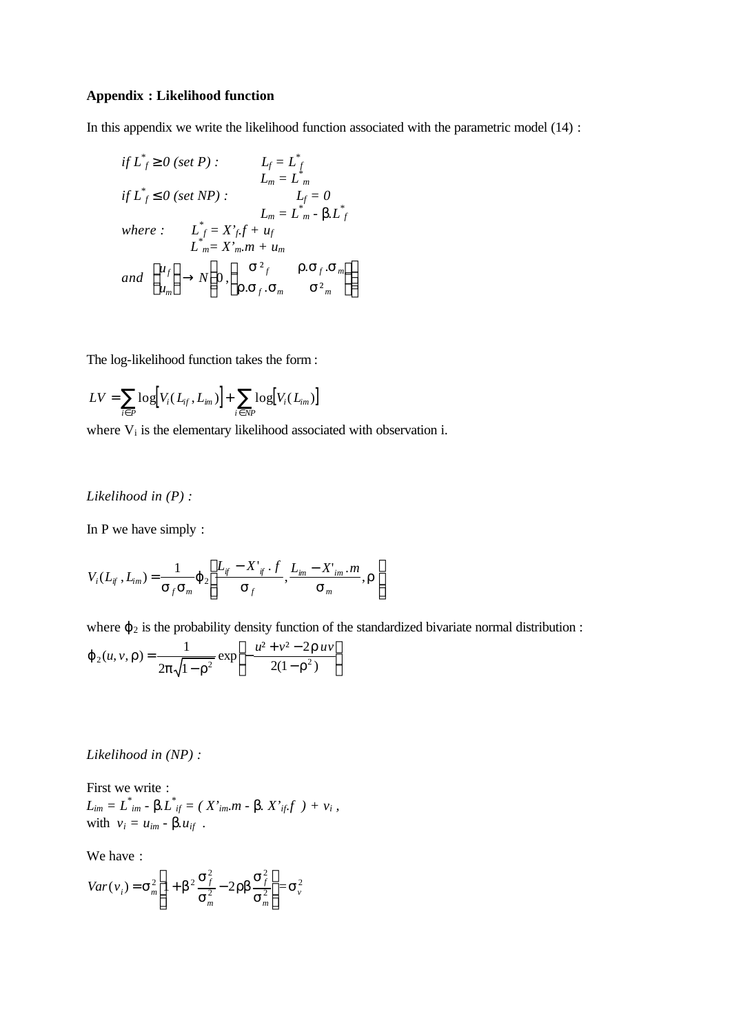**Appendix : Likelihood function**

In this appendix we write the likelihood function associated with the parametric model (14) :

$$
\begin{aligned}
&\textit{if } L^*_f \geq 0 \textit{ (set P) :} && L_f = L^*_f \\
& && L_m = L^*_m \\
&\textit{if } L^*_f \leq 0 \textit{ (set NP) :} && L_f = 0 \\
& && L_m = L^*_m - \beta . L^*_f \\
&\textit{where :} && L^*_f = X'_f . f + u_f \\
& && L^*_m = X'_m . m + u_m \\
&\textit{and} && \begin{pmatrix} u_f \\ u_m \end{pmatrix} \rightarrow N\left(0, \begin{pmatrix} \sigma^2_f & \rho . \sigma_f . \sigma_m \\ \rho . \sigma_f . \sigma_m & \sigma^2_m \end{pmatrix}\right)
\end{aligned}
$$

The log-likelihood function takes the form :

$$LV = \sum_{i \in P} \log\left[V_i(L_{if}, L_{im})\right] + \sum_{i \in NP} \log\left[V_i(L_{im})\right]$$

where $V_i$ is the elementary likelihood associated with observation i.

*Likelihood in (P) :*

In P we have simply :

$$V_i(L_{if}, L_{im}) = \frac{1}{\sigma_f \sigma_m} \varphi_2\left(\frac{L_{if} - X'_{if} . f}{\sigma_f}, \frac{L_{im} - X'_{im} . m}{\sigma_m}, \rho\right)$$

where $\varphi_2$ is the probability density function of the standardized bivariate normal distribution :

$$\varphi_2(u, v, \rho) = \frac{1}{2\pi\sqrt{1-\rho^2}} \exp\left(-\frac{u^2 + v^2 - 2\rho uv}{2(1-\rho^2)}\right)$$

*Likelihood in (NP) :*

First we write :

$L_{im} = L^*_{im} - \beta . L^*_{if} = ( X'_{im} . m - \beta . X'_{if} . f ) + v_i$ ,

with $v_i = u_{im} - \beta . u_{if}$ .

We have :

$$Var(v_i) = \sigma^2_m\left(1 + \beta^2 \frac{\sigma^2_f}{\sigma^2_m} - 2\rho\beta \frac{\sigma^2_f}{\sigma^2_m}\right) = \sigma^2_v$$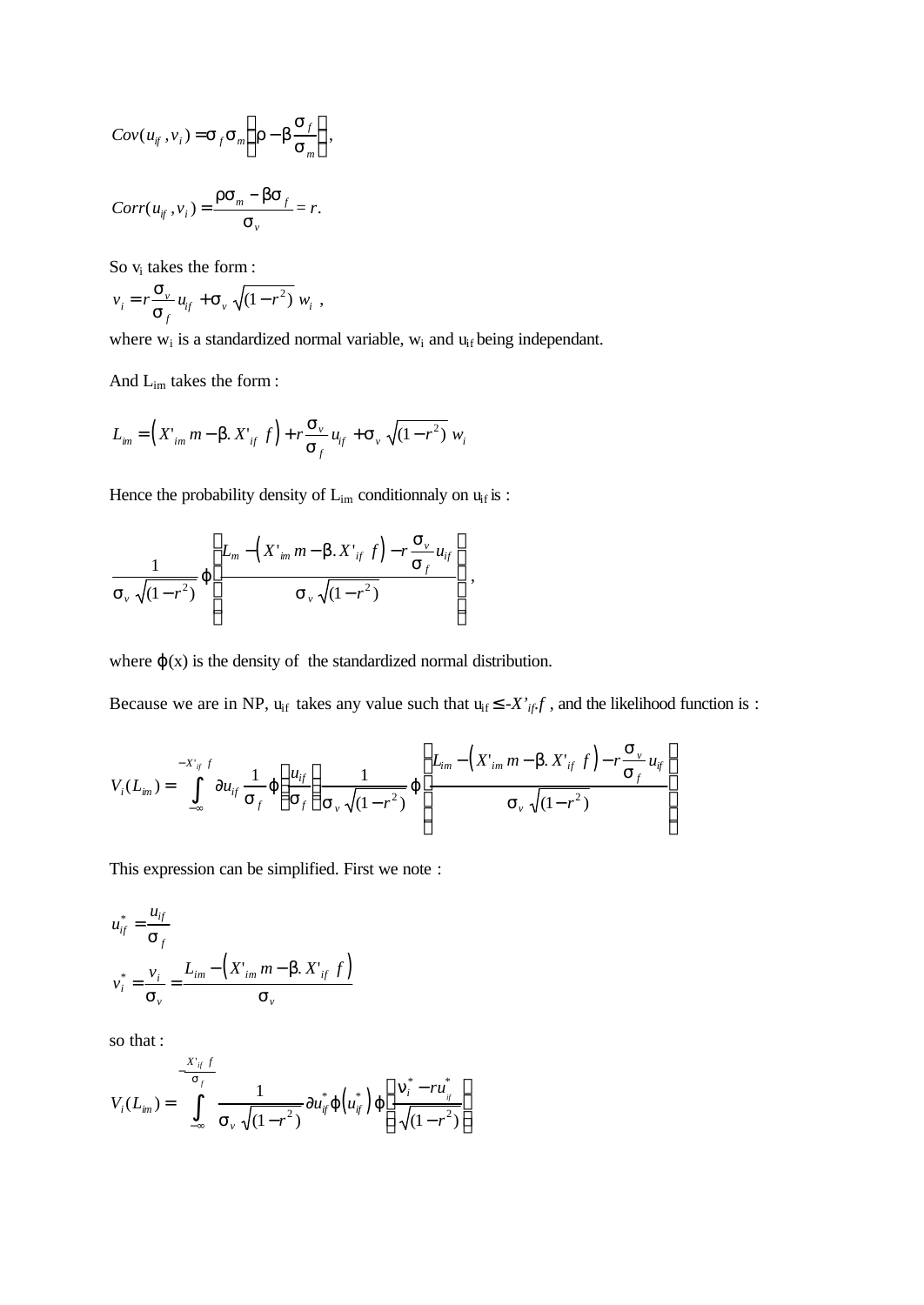$$Cov(u_{if}, v_i) = \sigma_f \sigma_m \left( \rho - \beta \frac{\sigma_f}{\sigma_m} \right),$$

$$Corr(u_{if}, v_i) = \frac{\rho \sigma_m - \beta \sigma_f}{\sigma_v} = r.$$

So $v_i$ takes the form :

$$v_i = r \frac{\sigma_v}{\sigma_f} u_{if} + \sigma_v \sqrt{(1-r^2)}\; w_i \ ,$$

where $w_i$ is a standardized normal variable, $w_i$ and $u_{if}$ being independant.

And $L_{im}$ takes the form :

$$L_{im} = \left( X'_{im}\, m - \beta.\, X'_{if}\; f \right) + r \frac{\sigma_v}{\sigma_f} u_{if} + \sigma_v \sqrt{(1-r^2)}\; w_i$$

Hence the probability density of $L_{im}$ conditionnaly on $u_{if}$ is :

$$\frac{1}{\sigma_v \sqrt{(1-r^2)}} \varphi \left( \frac{L_m - \left( X'_{im}\, m - \beta.\, X'_{if}\; f \right) - r \frac{\sigma_v}{\sigma_f} u_{if}}{\sigma_v \sqrt{(1-r^2)}} \right),$$

where $\varphi(x)$ is the density of the standardized normal distribution.

Because we are in NP, $u_{if}$ takes any value such that $u_{if} \leq -X'_{if} f$ , and the likelihood function is :

$$V_i(L_{im}) = \int_{-\infty}^{-X'_{if}\; f} \partial u_{if} \frac{1}{\sigma_f} \varphi \left( \frac{u_{if}}{\sigma_f} \right) \frac{1}{\sigma_v \sqrt{(1-r^2)}} \varphi \left( \frac{L_{im} - \left( X'_{im}\, m - \beta.\, X'_{if}\; f \right) - r \frac{\sigma_v}{\sigma_f} u_{if}}{\sigma_v \sqrt{(1-r^2)}} \right)$$

This expression can be simplified. First we note :

$$u^*_{if} = \frac{u_{if}}{\sigma_f}$$

$$v^*_i = \frac{v_i}{\sigma_v} = \frac{L_{im} - \left( X'_{im}\, m - \beta.\, X'_{if}\; f \right)}{\sigma_v}$$

so that :

$$V_i(L_{im}) = \int_{-\infty}^{-\frac{X'_{if}\; f}{\sigma_f}} \frac{1}{\sigma_v \sqrt{(1-r^2)}} \partial u^*_{if} \varphi\left(u^*_{if}\right) \varphi \left( \frac{v^*_i - r u^*_{if}}{\sqrt{(1-r^2)}} \right)$$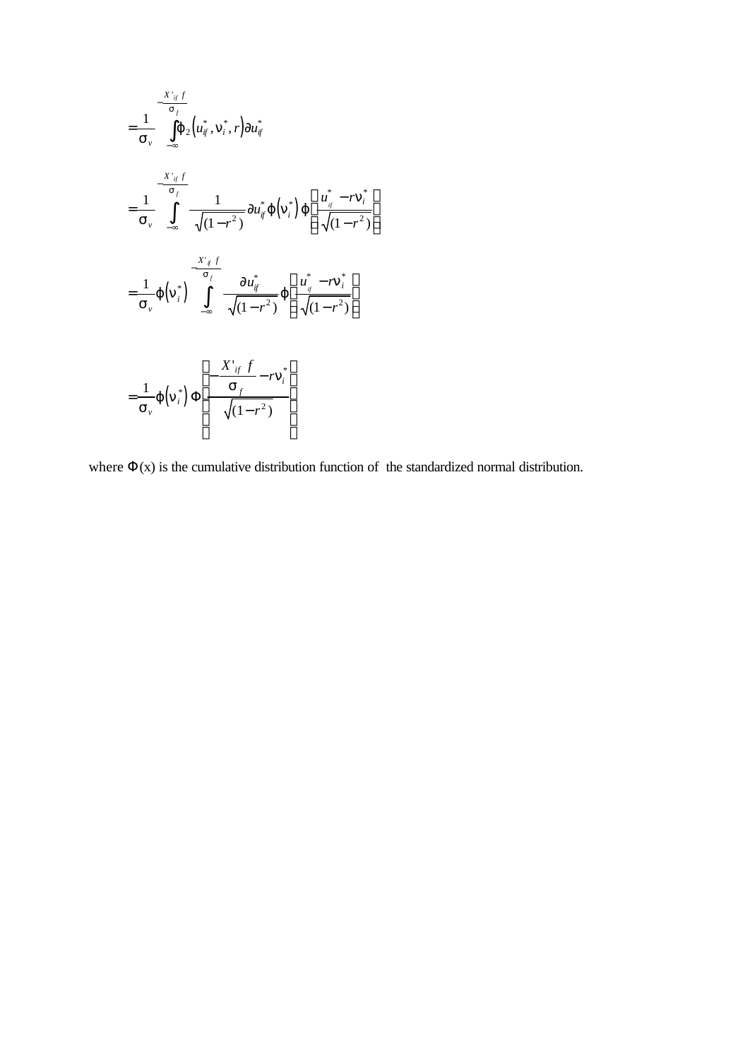$$= \frac{1}{\sigma_v} \int_{-\infty}^{-\frac{X'_{if} f}{\sigma_f}} \phi_2\left(u^*_{if}, \nu^*_i, r\right) \partial u^*_{if}$$

$$= \frac{1}{\sigma_v} \int_{-\infty}^{-\frac{X'_{if} f}{\sigma_f}} \frac{1}{\sqrt{(1-r^2)}} \partial u^*_{if} \phi\left(\nu^*_i\right) \phi\left(\frac{u^*_{if} - r\nu^*_i}{\sqrt{(1-r^2)}}\right)$$

$$= \frac{1}{\sigma_v} \phi\left(\nu^*_i\right) \int_{-\infty}^{-\frac{X'_{if} f}{\sigma_f}} \frac{\partial u^*_{if}}{\sqrt{(1-r^2)}} \phi\left(\frac{u^*_{if} - r\nu^*_i}{\sqrt{(1-r^2)}}\right)$$

$$= \frac{1}{\sigma_v} \phi\left(\nu^*_i\right) \Phi\left(\frac{-\frac{X'_{if} f}{\sigma_f} - r\nu^*_i}{\sqrt{(1-r^2)}}\right)$$

where $\Phi(x)$ is the cumulative distribution function of the standardized normal distribution.